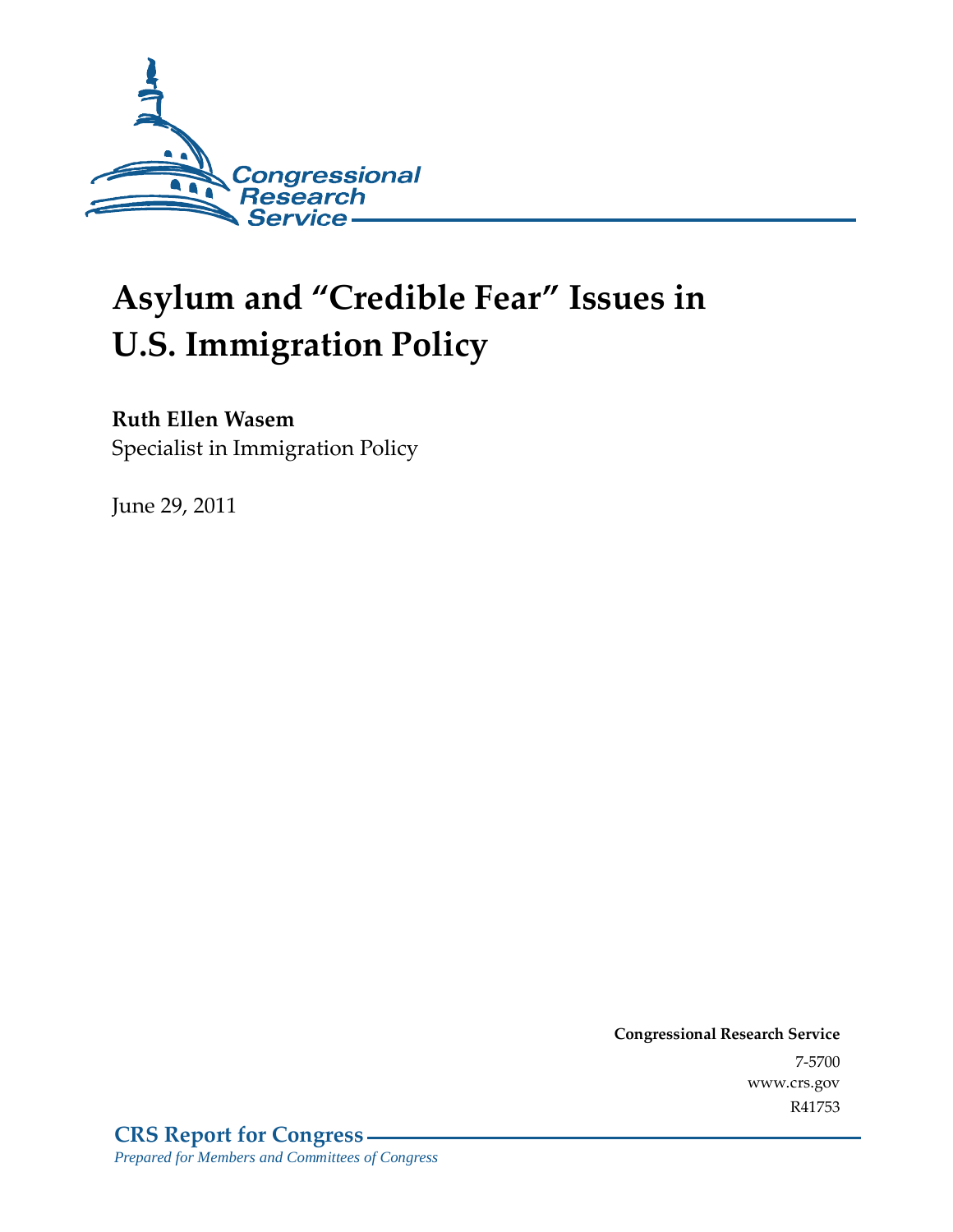Congressional Research Service

# Asylum and "Credible Fear" Issues in U.S. Immigration Policy

**Ruth Ellen Wasem**
Specialist in Immigration Policy

June 29, 2011

**Congressional Research Service**
7-5700
www.crs.gov
R41753

**CRS Report for Congress**
*Prepared for Members and Committees of Congress*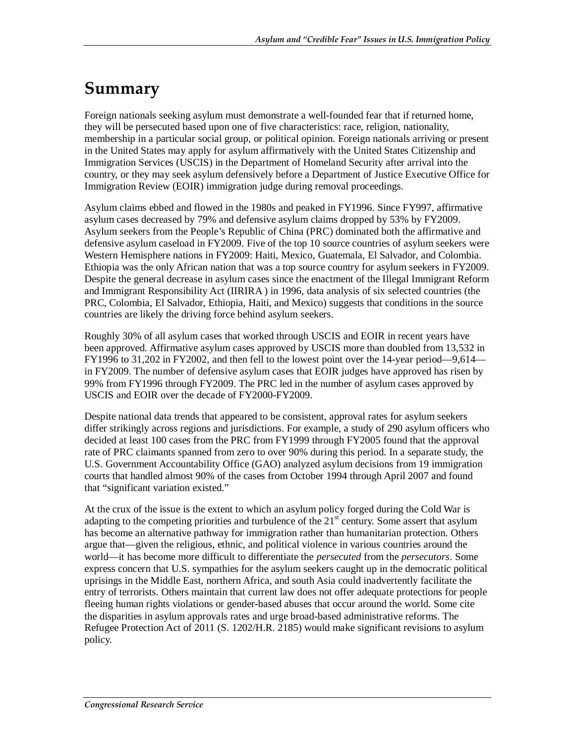# Summary

Foreign nationals seeking asylum must demonstrate a well-founded fear that if returned home, they will be persecuted based upon one of five characteristics: race, religion, nationality, membership in a particular social group, or political opinion. Foreign nationals arriving or present in the United States may apply for asylum affirmatively with the United States Citizenship and Immigration Services (USCIS) in the Department of Homeland Security after arrival into the country, or they may seek asylum defensively before a Department of Justice Executive Office for Immigration Review (EOIR) immigration judge during removal proceedings.

Asylum claims ebbed and flowed in the 1980s and peaked in FY1996. Since FY997, affirmative asylum cases decreased by 79% and defensive asylum claims dropped by 53% by FY2009. Asylum seekers from the People's Republic of China (PRC) dominated both the affirmative and defensive asylum caseload in FY2009. Five of the top 10 source countries of asylum seekers were Western Hemisphere nations in FY2009: Haiti, Mexico, Guatemala, El Salvador, and Colombia. Ethiopia was the only African nation that was a top source country for asylum seekers in FY2009. Despite the general decrease in asylum cases since the enactment of the Illegal Immigrant Reform and Immigrant Responsibility Act (IIRIRA ) in 1996, data analysis of six selected countries (the PRC, Colombia, El Salvador, Ethiopia, Haiti, and Mexico) suggests that conditions in the source countries are likely the driving force behind asylum seekers.

Roughly 30% of all asylum cases that worked through USCIS and EOIR in recent years have been approved. Affirmative asylum cases approved by USCIS more than doubled from 13,532 in FY1996 to 31,202 in FY2002, and then fell to the lowest point over the 14-year period—9,614—in FY2009. The number of defensive asylum cases that EOIR judges have approved has risen by 99% from FY1996 through FY2009. The PRC led in the number of asylum cases approved by USCIS and EOIR over the decade of FY2000-FY2009.

Despite national data trends that appeared to be consistent, approval rates for asylum seekers differ strikingly across regions and jurisdictions. For example, a study of 290 asylum officers who decided at least 100 cases from the PRC from FY1999 through FY2005 found that the approval rate of PRC claimants spanned from zero to over 90% during this period. In a separate study, the U.S. Government Accountability Office (GAO) analyzed asylum decisions from 19 immigration courts that handled almost 90% of the cases from October 1994 through April 2007 and found that "significant variation existed."

At the crux of the issue is the extent to which an asylum policy forged during the Cold War is adapting to the competing priorities and turbulence of the 21st century. Some assert that asylum has become an alternative pathway for immigration rather than humanitarian protection. Others argue that—given the religious, ethnic, and political violence in various countries around the world—it has become more difficult to differentiate the *persecuted* from the *persecutors*. Some express concern that U.S. sympathies for the asylum seekers caught up in the democratic political uprisings in the Middle East, northern Africa, and south Asia could inadvertently facilitate the entry of terrorists. Others maintain that current law does not offer adequate protections for people fleeing human rights violations or gender-based abuses that occur around the world. Some cite the disparities in asylum approvals rates and urge broad-based administrative reforms. The Refugee Protection Act of 2011 (S. 1202/H.R. 2185) would make significant revisions to asylum policy.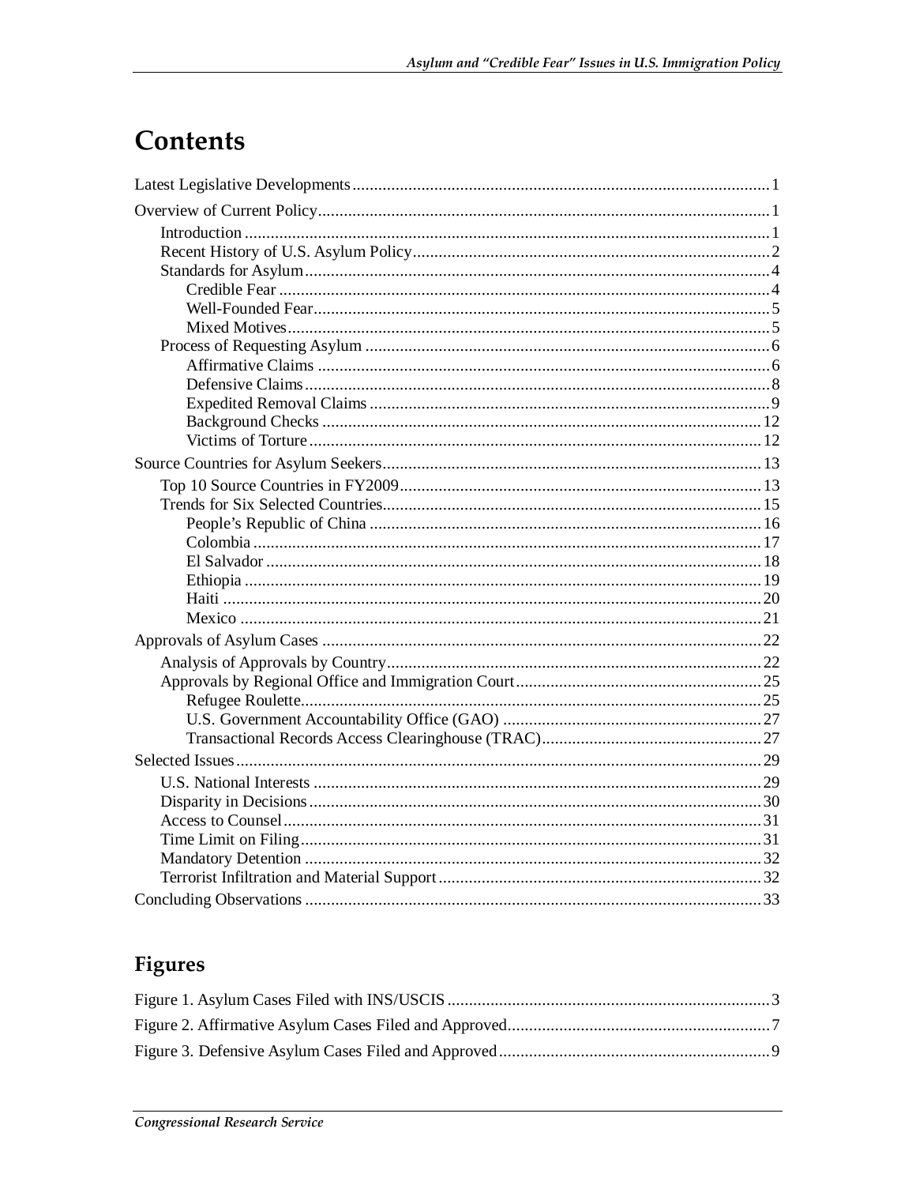# Contents

Latest Legislative Developments .......... 1

Overview of Current Policy .......... 1

- Introduction .......... 1
- Recent History of U.S. Asylum Policy .......... 2
- Standards for Asylum .......... 4
  - Credible Fear .......... 4
  - Well-Founded Fear .......... 5
  - Mixed Motives .......... 5
- Process of Requesting Asylum .......... 6
  - Affirmative Claims .......... 6
  - Defensive Claims .......... 8
  - Expedited Removal Claims .......... 9
  - Background Checks .......... 12
  - Victims of Torture .......... 12

Source Countries for Asylum Seekers .......... 13

- Top 10 Source Countries in FY2009 .......... 13
- Trends for Six Selected Countries .......... 15
  - People's Republic of China .......... 16
  - Colombia .......... 17
  - El Salvador .......... 18
  - Ethiopia .......... 19
  - Haiti .......... 20
  - Mexico .......... 21

Approvals of Asylum Cases .......... 22

- Analysis of Approvals by Country .......... 22
- Approvals by Regional Office and Immigration Court .......... 25
  - Refugee Roulette .......... 25
  - U.S. Government Accountability Office (GAO) .......... 27
  - Transactional Records Access Clearinghouse (TRAC) .......... 27

Selected Issues .......... 29

- U.S. National Interests .......... 29
- Disparity in Decisions .......... 30
- Access to Counsel .......... 31
- Time Limit on Filing .......... 31
- Mandatory Detention .......... 32
- Terrorist Infiltration and Material Support .......... 32

Concluding Observations .......... 33

## Figures

Figure 1. Asylum Cases Filed with INS/USCIS .......... 3

Figure 2. Affirmative Asylum Cases Filed and Approved .......... 7

Figure 3. Defensive Asylum Cases Filed and Approved .......... 9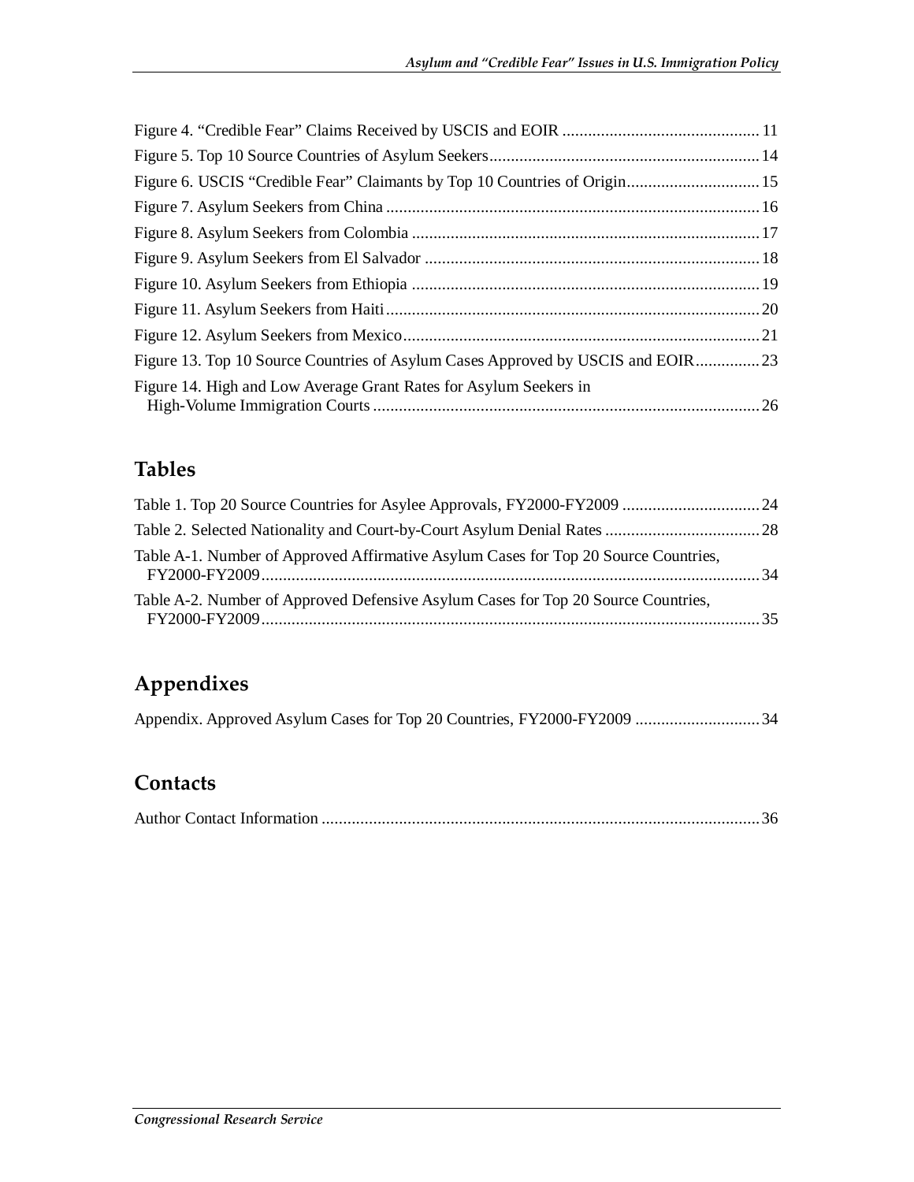Figure 4. "Credible Fear" Claims Received by USCIS and EOIR ............................................. 11
Figure 5. Top 10 Source Countries of Asylum Seekers.............................................................. 14
Figure 6. USCIS "Credible Fear" Claimants by Top 10 Countries of Origin............................... 15
Figure 7. Asylum Seekers from China ...................................................................................... 16
Figure 8. Asylum Seekers from Colombia ................................................................................ 17
Figure 9. Asylum Seekers from El Salvador ............................................................................. 18
Figure 10. Asylum Seekers from Ethiopia ................................................................................ 19
Figure 11. Asylum Seekers from Haiti...................................................................................... 20
Figure 12. Asylum Seekers from Mexico.................................................................................. 21
Figure 13. Top 10 Source Countries of Asylum Cases Approved by USCIS and EOIR............... 23
Figure 14. High and Low Average Grant Rates for Asylum Seekers in High-Volume Immigration Courts ......................................................................................... 26

## Tables

Table 1. Top 20 Source Countries for Asylee Approvals, FY2000-FY2009 ................................ 24
Table 2. Selected Nationality and Court-by-Court Asylum Denial Rates .................................... 28
Table A-1. Number of Approved Affirmative Asylum Cases for Top 20 Source Countries, FY2000-FY2009................................................................................................................... 34
Table A-2. Number of Approved Defensive Asylum Cases for Top 20 Source Countries, FY2000-FY2009................................................................................................................... 35

## Appendixes

Appendix. Approved Asylum Cases for Top 20 Countries, FY2000-FY2009 ............................. 34

## Contacts

Author Contact Information ..................................................................................................... 36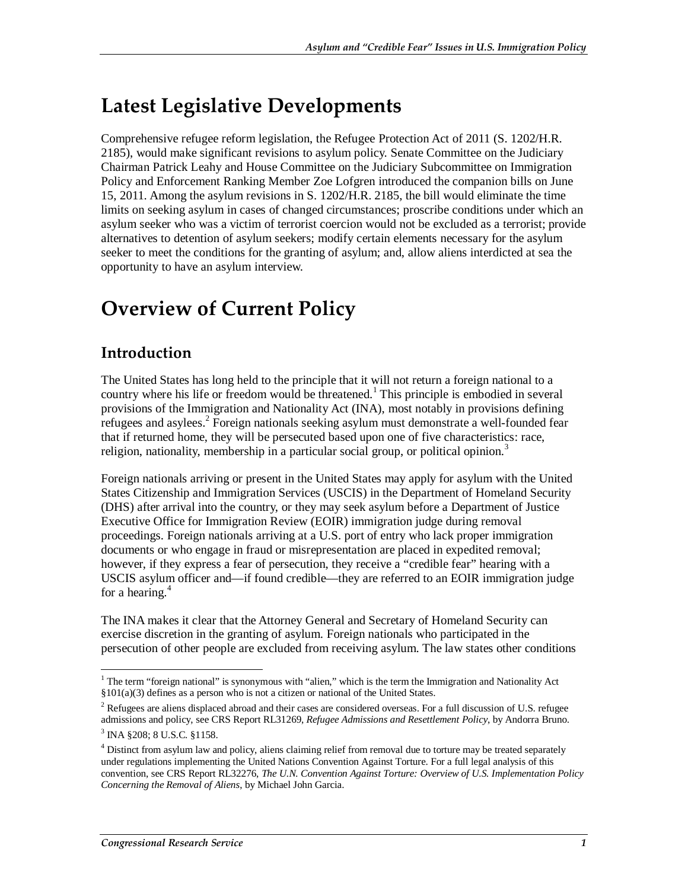# Latest Legislative Developments

Comprehensive refugee reform legislation, the Refugee Protection Act of 2011 (S. 1202/H.R. 2185), would make significant revisions to asylum policy. Senate Committee on the Judiciary Chairman Patrick Leahy and House Committee on the Judiciary Subcommittee on Immigration Policy and Enforcement Ranking Member Zoe Lofgren introduced the companion bills on June 15, 2011. Among the asylum revisions in S. 1202/H.R. 2185, the bill would eliminate the time limits on seeking asylum in cases of changed circumstances; proscribe conditions under which an asylum seeker who was a victim of terrorist coercion would not be excluded as a terrorist; provide alternatives to detention of asylum seekers; modify certain elements necessary for the asylum seeker to meet the conditions for the granting of asylum; and, allow aliens interdicted at sea the opportunity to have an asylum interview.

# Overview of Current Policy

## Introduction

The United States has long held to the principle that it will not return a foreign national to a country where his life or freedom would be threatened.[1] This principle is embodied in several provisions of the Immigration and Nationality Act (INA), most notably in provisions defining refugees and asylees.[2] Foreign nationals seeking asylum must demonstrate a well-founded fear that if returned home, they will be persecuted based upon one of five characteristics: race, religion, nationality, membership in a particular social group, or political opinion.[3]

Foreign nationals arriving or present in the United States may apply for asylum with the United States Citizenship and Immigration Services (USCIS) in the Department of Homeland Security (DHS) after arrival into the country, or they may seek asylum before a Department of Justice Executive Office for Immigration Review (EOIR) immigration judge during removal proceedings. Foreign nationals arriving at a U.S. port of entry who lack proper immigration documents or who engage in fraud or misrepresentation are placed in expedited removal; however, if they express a fear of persecution, they receive a "credible fear" hearing with a USCIS asylum officer and—if found credible—they are referred to an EOIR immigration judge for a hearing.[4]

The INA makes it clear that the Attorney General and Secretary of Homeland Security can exercise discretion in the granting of asylum. Foreign nationals who participated in the persecution of other people are excluded from receiving asylum. The law states other conditions

---

[1] The term "foreign national" is synonymous with "alien," which is the term the Immigration and Nationality Act §101(a)(3) defines as a person who is not a citizen or national of the United States.

[2] Refugees are aliens displaced abroad and their cases are considered overseas. For a full discussion of U.S. refugee admissions and policy, see CRS Report RL31269, *Refugee Admissions and Resettlement Policy*, by Andorra Bruno.

[3] INA §208; 8 U.S.C. §1158.

[4] Distinct from asylum law and policy, aliens claiming relief from removal due to torture may be treated separately under regulations implementing the United Nations Convention Against Torture. For a full legal analysis of this convention, see CRS Report RL32276, *The U.N. Convention Against Torture: Overview of U.S. Implementation Policy Concerning the Removal of Aliens*, by Michael John Garcia.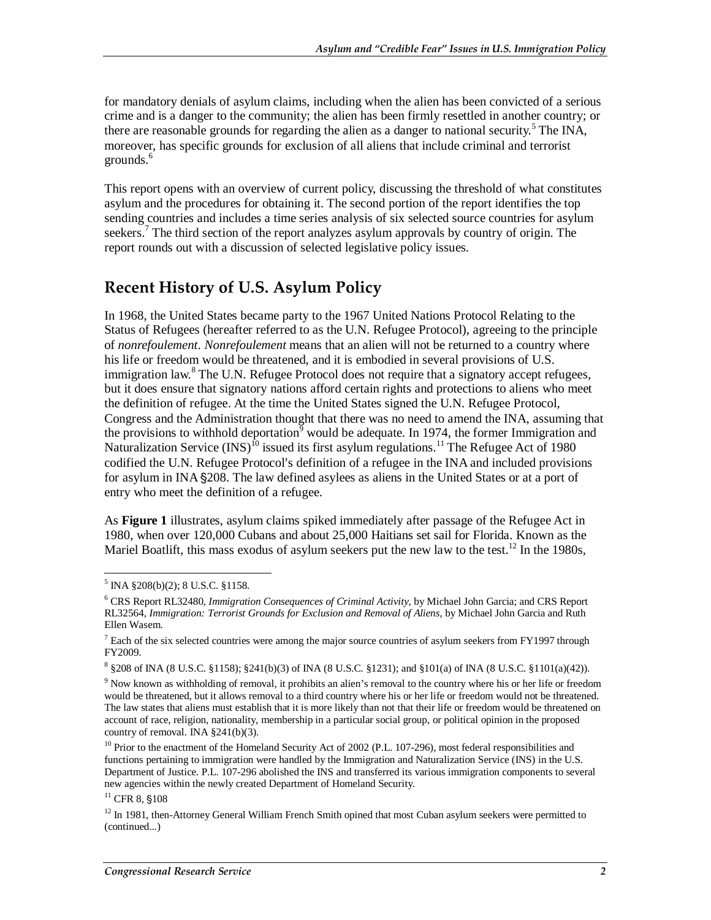for mandatory denials of asylum claims, including when the alien has been convicted of a serious crime and is a danger to the community; the alien has been firmly resettled in another country; or there are reasonable grounds for regarding the alien as a danger to national security.[5] The INA, moreover, has specific grounds for exclusion of all aliens that include criminal and terrorist grounds.[6]

This report opens with an overview of current policy, discussing the threshold of what constitutes asylum and the procedures for obtaining it. The second portion of the report identifies the top sending countries and includes a time series analysis of six selected source countries for asylum seekers.[7] The third section of the report analyzes asylum approvals by country of origin. The report rounds out with a discussion of selected legislative policy issues.

## Recent History of U.S. Asylum Policy

In 1968, the United States became party to the 1967 United Nations Protocol Relating to the Status of Refugees (hereafter referred to as the U.N. Refugee Protocol), agreeing to the principle of *nonrefoulement*. *Nonrefoulement* means that an alien will not be returned to a country where his life or freedom would be threatened, and it is embodied in several provisions of U.S. immigration law.[8] The U.N. Refugee Protocol does not require that a signatory accept refugees, but it does ensure that signatory nations afford certain rights and protections to aliens who meet the definition of refugee. At the time the United States signed the U.N. Refugee Protocol, Congress and the Administration thought that there was no need to amend the INA, assuming that the provisions to withhold deportation[9] would be adequate. In 1974, the former Immigration and Naturalization Service (INS)[10] issued its first asylum regulations.[11] The Refugee Act of 1980 codified the U.N. Refugee Protocol's definition of a refugee in the INA and included provisions for asylum in INA §208. The law defined asylees as aliens in the United States or at a port of entry who meet the definition of a refugee.

As **Figure 1** illustrates, asylum claims spiked immediately after passage of the Refugee Act in 1980, when over 120,000 Cubans and about 25,000 Haitians set sail for Florida. Known as the Mariel Boatlift, this mass exodus of asylum seekers put the new law to the test.[12] In the 1980s,

---

[5] INA §208(b)(2); 8 U.S.C. §1158.

[6] CRS Report RL32480, *Immigration Consequences of Criminal Activity*, by Michael John Garcia; and CRS Report RL32564, *Immigration: Terrorist Grounds for Exclusion and Removal of Aliens*, by Michael John Garcia and Ruth Ellen Wasem.

[7] Each of the six selected countries were among the major source countries of asylum seekers from FY1997 through FY2009.

[8] §208 of INA (8 U.S.C. §1158); §241(b)(3) of INA (8 U.S.C. §1231); and §101(a) of INA (8 U.S.C. §1101(a)(42)).

[9] Now known as withholding of removal, it prohibits an alien's removal to the country where his or her life or freedom would be threatened, but it allows removal to a third country where his or her life or freedom would not be threatened. The law states that aliens must establish that it is more likely than not that their life or freedom would be threatened on account of race, religion, nationality, membership in a particular social group, or political opinion in the proposed country of removal. INA §241(b)(3).

[10] Prior to the enactment of the Homeland Security Act of 2002 (P.L. 107-296), most federal responsibilities and functions pertaining to immigration were handled by the Immigration and Naturalization Service (INS) in the U.S. Department of Justice. P.L. 107-296 abolished the INS and transferred its various immigration components to several new agencies within the newly created Department of Homeland Security.

[11] CFR 8, §108

[12] In 1981, then-Attorney General William French Smith opined that most Cuban asylum seekers were permitted to (continued...)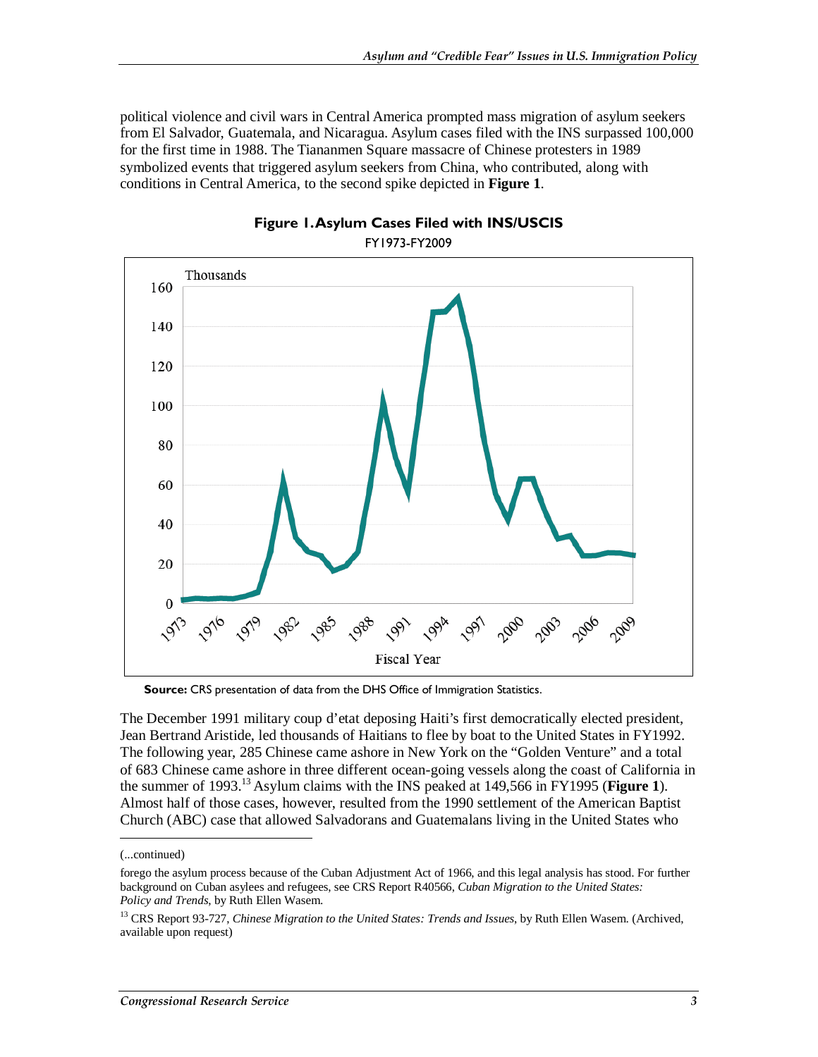political violence and civil wars in Central America prompted mass migration of asylum seekers from El Salvador, Guatemala, and Nicaragua. Asylum cases filed with the INS surpassed 100,000 for the first time in 1988. The Tiananmen Square massacre of Chinese protesters in 1989 symbolized events that triggered asylum seekers from China, who contributed, along with conditions in Central America, to the second spike depicted in **Figure 1**.

**Figure 1. Asylum Cases Filed with INS/USCIS**

FY1973-FY2009

**Source:** CRS presentation of data from the DHS Office of Immigration Statistics.

The December 1991 military coup d'etat deposing Haiti's first democratically elected president, Jean Bertrand Aristide, led thousands of Haitians to flee by boat to the United States in FY1992. The following year, 285 Chinese came ashore in New York on the "Golden Venture" and a total of 683 Chinese came ashore in three different ocean-going vessels along the coast of California in the summer of 1993.[13] Asylum claims with the INS peaked at 149,566 in FY1995 (**Figure 1**). Almost half of those cases, however, resulted from the 1990 settlement of the American Baptist Church (ABC) case that allowed Salvadorans and Guatemalans living in the United States who

(...continued)

forego the asylum process because of the Cuban Adjustment Act of 1966, and this legal analysis has stood. For further background on Cuban asylees and refugees, see CRS Report R40566, *Cuban Migration to the United States: Policy and Trends*, by Ruth Ellen Wasem.

[13] CRS Report 93-727, *Chinese Migration to the United States: Trends and Issues*, by Ruth Ellen Wasem. (Archived, available upon request)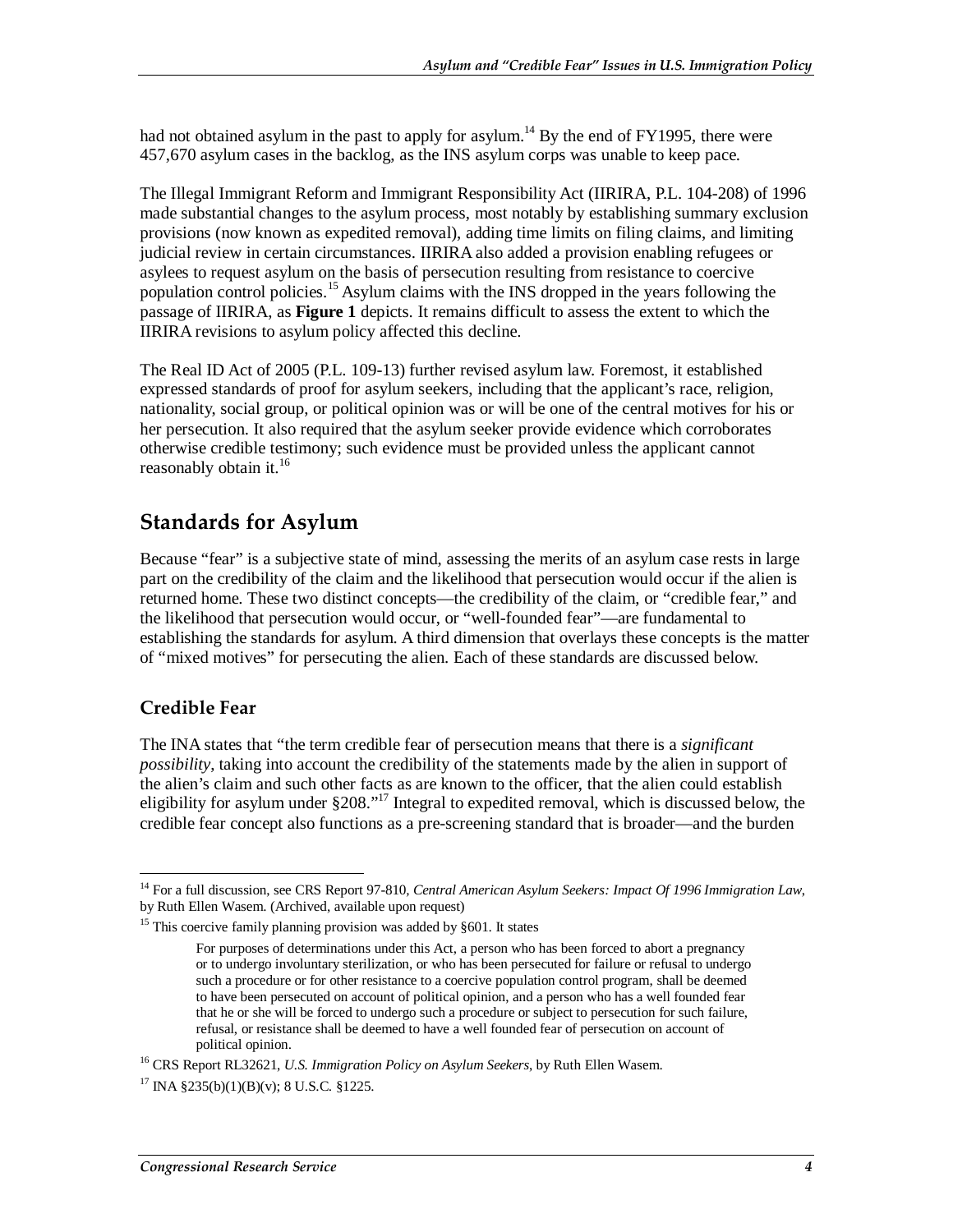had not obtained asylum in the past to apply for asylum.[14] By the end of FY1995, there were 457,670 asylum cases in the backlog, as the INS asylum corps was unable to keep pace.

The Illegal Immigrant Reform and Immigrant Responsibility Act (IIRIRA, P.L. 104-208) of 1996 made substantial changes to the asylum process, most notably by establishing summary exclusion provisions (now known as expedited removal), adding time limits on filing claims, and limiting judicial review in certain circumstances. IIRIRA also added a provision enabling refugees or asylees to request asylum on the basis of persecution resulting from resistance to coercive population control policies.[15] Asylum claims with the INS dropped in the years following the passage of IIRIRA, as **Figure 1** depicts. It remains difficult to assess the extent to which the IIRIRA revisions to asylum policy affected this decline.

The Real ID Act of 2005 (P.L. 109-13) further revised asylum law. Foremost, it established expressed standards of proof for asylum seekers, including that the applicant's race, religion, nationality, social group, or political opinion was or will be one of the central motives for his or her persecution. It also required that the asylum seeker provide evidence which corroborates otherwise credible testimony; such evidence must be provided unless the applicant cannot reasonably obtain it.[16]

## Standards for Asylum

Because "fear" is a subjective state of mind, assessing the merits of an asylum case rests in large part on the credibility of the claim and the likelihood that persecution would occur if the alien is returned home. These two distinct concepts—the credibility of the claim, or "credible fear," and the likelihood that persecution would occur, or "well-founded fear"—are fundamental to establishing the standards for asylum. A third dimension that overlays these concepts is the matter of "mixed motives" for persecuting the alien. Each of these standards are discussed below.

### Credible Fear

The INA states that "the term credible fear of persecution means that there is a *significant possibility*, taking into account the credibility of the statements made by the alien in support of the alien's claim and such other facts as are known to the officer, that the alien could establish eligibility for asylum under §208."[17] Integral to expedited removal, which is discussed below, the credible fear concept also functions as a pre-screening standard that is broader—and the burden

---

[14] For a full discussion, see CRS Report 97-810, *Central American Asylum Seekers: Impact Of 1996 Immigration Law*, by Ruth Ellen Wasem. (Archived, available upon request)

[15] This coercive family planning provision was added by §601. It states

> For purposes of determinations under this Act, a person who has been forced to abort a pregnancy or to undergo involuntary sterilization, or who has been persecuted for failure or refusal to undergo such a procedure or for other resistance to a coercive population control program, shall be deemed to have been persecuted on account of political opinion, and a person who has a well founded fear that he or she will be forced to undergo such a procedure or subject to persecution for such failure, refusal, or resistance shall be deemed to have a well founded fear of persecution on account of political opinion.

[16] CRS Report RL32621, *U.S. Immigration Policy on Asylum Seekers*, by Ruth Ellen Wasem.

[17] INA §235(b)(1)(B)(v); 8 U.S.C. §1225.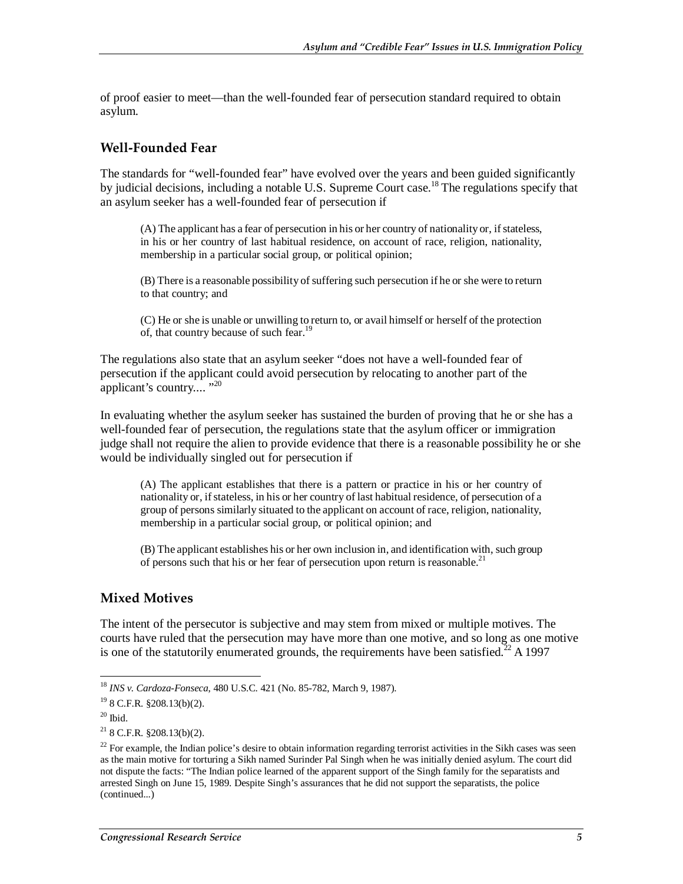of proof easier to meet—than the well-founded fear of persecution standard required to obtain asylum.

### Well-Founded Fear

The standards for "well-founded fear" have evolved over the years and been guided significantly by judicial decisions, including a notable U.S. Supreme Court case.[18] The regulations specify that an asylum seeker has a well-founded fear of persecution if

> (A) The applicant has a fear of persecution in his or her country of nationality or, if stateless, in his or her country of last habitual residence, on account of race, religion, nationality, membership in a particular social group, or political opinion;
>
> (B) There is a reasonable possibility of suffering such persecution if he or she were to return to that country; and
>
> (C) He or she is unable or unwilling to return to, or avail himself or herself of the protection of, that country because of such fear.[19]

The regulations also state that an asylum seeker "does not have a well-founded fear of persecution if the applicant could avoid persecution by relocating to another part of the applicant's country.... "[20]

In evaluating whether the asylum seeker has sustained the burden of proving that he or she has a well-founded fear of persecution, the regulations state that the asylum officer or immigration judge shall not require the alien to provide evidence that there is a reasonable possibility he or she would be individually singled out for persecution if

> (A) The applicant establishes that there is a pattern or practice in his or her country of nationality or, if stateless, in his or her country of last habitual residence, of persecution of a group of persons similarly situated to the applicant on account of race, religion, nationality, membership in a particular social group, or political opinion; and
>
> (B) The applicant establishes his or her own inclusion in, and identification with, such group of persons such that his or her fear of persecution upon return is reasonable.[21]

### Mixed Motives

The intent of the persecutor is subjective and may stem from mixed or multiple motives. The courts have ruled that the persecution may have more than one motive, and so long as one motive is one of the statutorily enumerated grounds, the requirements have been satisfied.[22] A 1997

---

[18] *INS v. Cardoza-Fonseca*, 480 U.S.C. 421 (No. 85-782, March 9, 1987).

[19] 8 C.F.R. §208.13(b)(2).

[20] Ibid.

[21] 8 C.F.R. §208.13(b)(2).

[22] For example, the Indian police's desire to obtain information regarding terrorist activities in the Sikh cases was seen as the main motive for torturing a Sikh named Surinder Pal Singh when he was initially denied asylum. The court did not dispute the facts: "The Indian police learned of the apparent support of the Singh family for the separatists and arrested Singh on June 15, 1989. Despite Singh's assurances that he did not support the separatists, the police (continued...)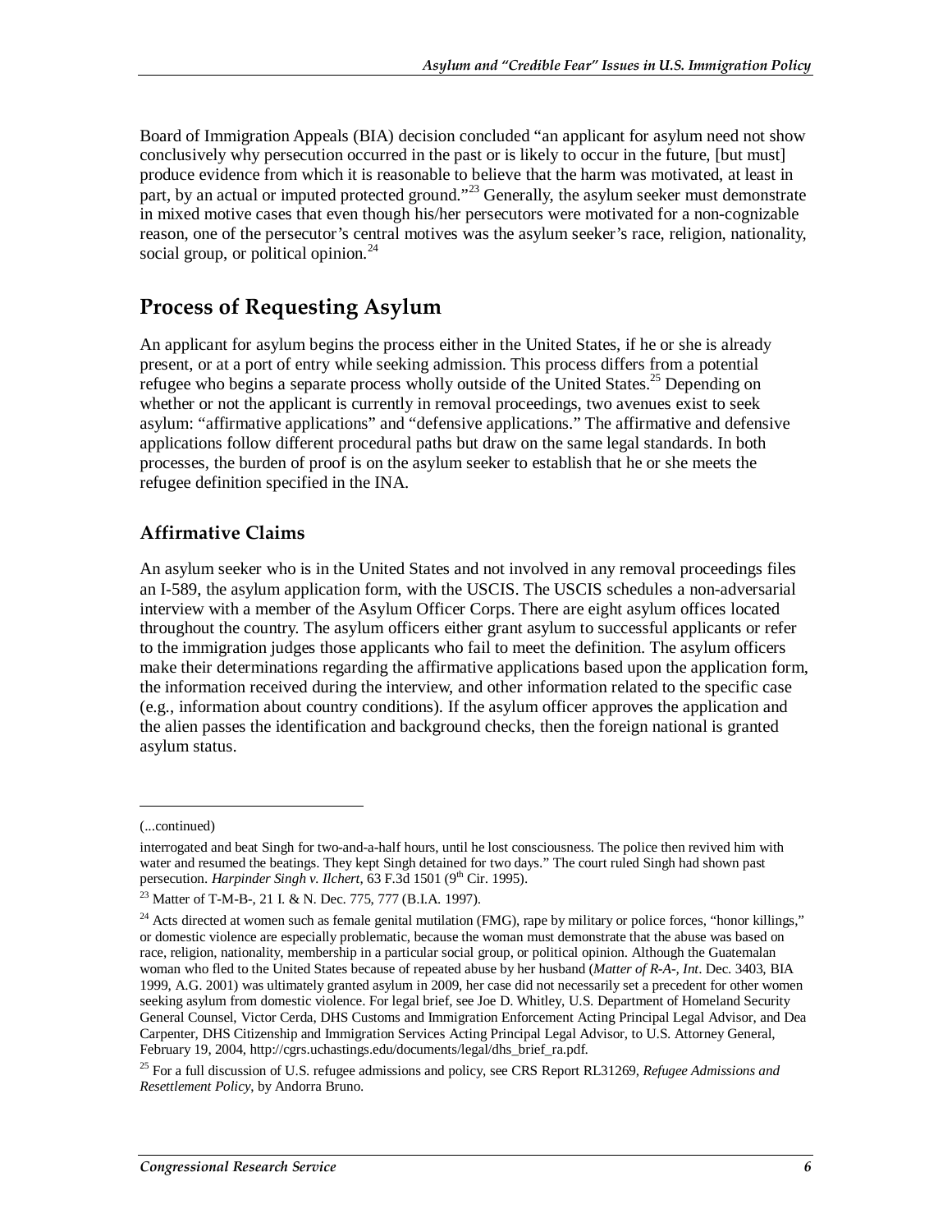Board of Immigration Appeals (BIA) decision concluded "an applicant for asylum need not show conclusively why persecution occurred in the past or is likely to occur in the future, [but must] produce evidence from which it is reasonable to believe that the harm was motivated, at least in part, by an actual or imputed protected ground."[23] Generally, the asylum seeker must demonstrate in mixed motive cases that even though his/her persecutors were motivated for a non-cognizable reason, one of the persecutor's central motives was the asylum seeker's race, religion, nationality, social group, or political opinion.[24]

## Process of Requesting Asylum

An applicant for asylum begins the process either in the United States, if he or she is already present, or at a port of entry while seeking admission. This process differs from a potential refugee who begins a separate process wholly outside of the United States.[25] Depending on whether or not the applicant is currently in removal proceedings, two avenues exist to seek asylum: "affirmative applications" and "defensive applications." The affirmative and defensive applications follow different procedural paths but draw on the same legal standards. In both processes, the burden of proof is on the asylum seeker to establish that he or she meets the refugee definition specified in the INA.

### Affirmative Claims

An asylum seeker who is in the United States and not involved in any removal proceedings files an I-589, the asylum application form, with the USCIS. The USCIS schedules a non-adversarial interview with a member of the Asylum Officer Corps. There are eight asylum offices located throughout the country. The asylum officers either grant asylum to successful applicants or refer to the immigration judges those applicants who fail to meet the definition. The asylum officers make their determinations regarding the affirmative applications based upon the application form, the information received during the interview, and other information related to the specific case (e.g., information about country conditions). If the asylum officer approves the application and the alien passes the identification and background checks, then the foreign national is granted asylum status.

---

(...continued)

interrogated and beat Singh for two-and-a-half hours, until he lost consciousness. The police then revived him with water and resumed the beatings. They kept Singh detained for two days." The court ruled Singh had shown past persecution. *Harpinder Singh v. Ilchert*, 63 F.3d 1501 (9th Cir. 1995).

[23] Matter of T-M-B-, 21 I. & N. Dec. 775, 777 (B.I.A. 1997).

[24] Acts directed at women such as female genital mutilation (FMG), rape by military or police forces, "honor killings," or domestic violence are especially problematic, because the woman must demonstrate that the abuse was based on race, religion, nationality, membership in a particular social group, or political opinion. Although the Guatemalan woman who fled to the United States because of repeated abuse by her husband (*Matter of R-A-, Int*. Dec. 3403, BIA 1999, A.G. 2001) was ultimately granted asylum in 2009, her case did not necessarily set a precedent for other women seeking asylum from domestic violence. For legal brief, see Joe D. Whitley, U.S. Department of Homeland Security General Counsel, Victor Cerda, DHS Customs and Immigration Enforcement Acting Principal Legal Advisor, and Dea Carpenter, DHS Citizenship and Immigration Services Acting Principal Legal Advisor, to U.S. Attorney General, February 19, 2004, http://cgrs.uchastings.edu/documents/legal/dhs_brief_ra.pdf.

[25] For a full discussion of U.S. refugee admissions and policy, see CRS Report RL31269, *Refugee Admissions and Resettlement Policy*, by Andorra Bruno.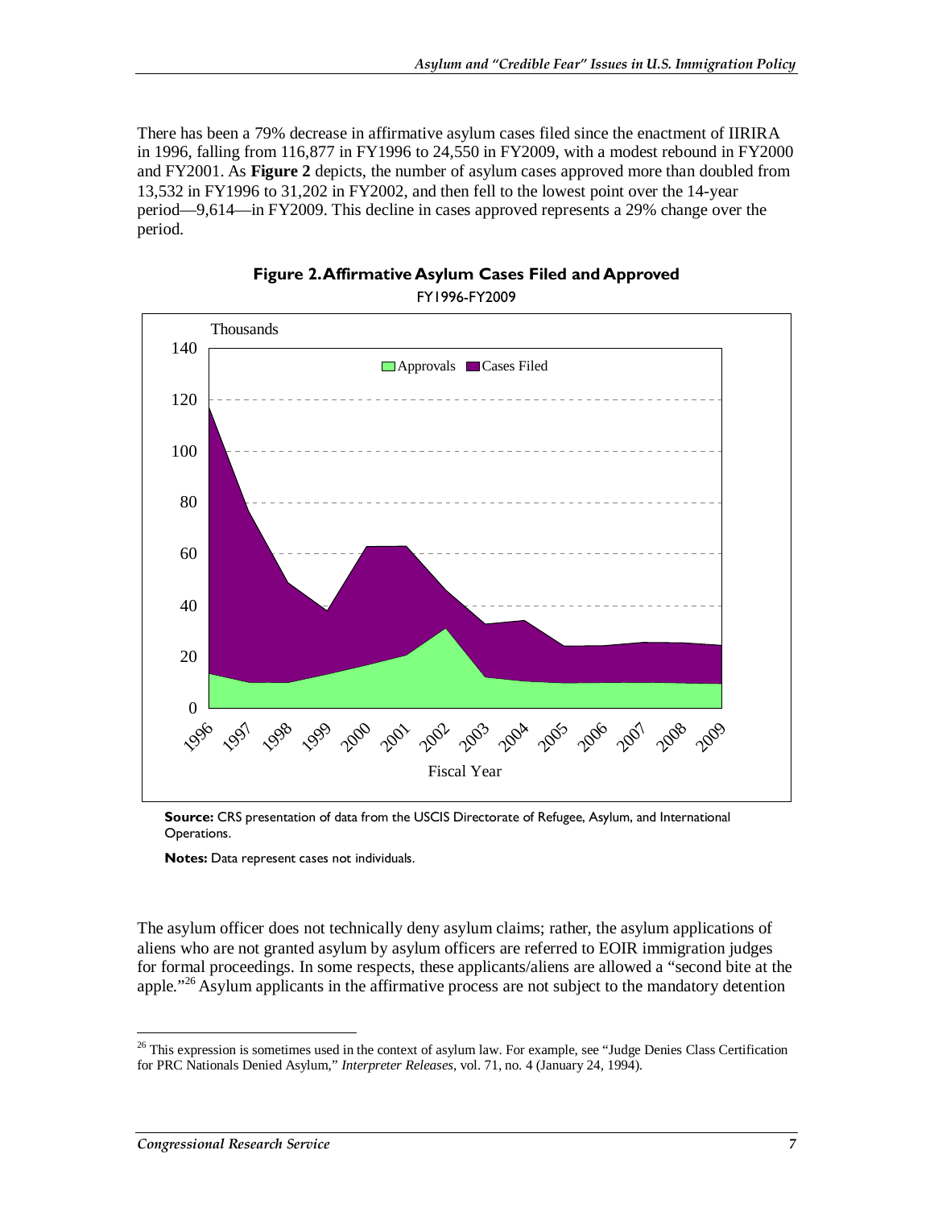There has been a 79% decrease in affirmative asylum cases filed since the enactment of IIRIRA in 1996, falling from 116,877 in FY1996 to 24,550 in FY2009, with a modest rebound in FY2000 and FY2001. As **Figure 2** depicts, the number of asylum cases approved more than doubled from 13,532 in FY1996 to 31,202 in FY2002, and then fell to the lowest point over the 14-year period—9,614—in FY2009. This decline in cases approved represents a 29% change over the period.

**Figure 2. Affirmative Asylum Cases Filed and Approved**

FY1996-FY2009

**Source:** CRS presentation of data from the USCIS Directorate of Refugee, Asylum, and International Operations.

**Notes:** Data represent cases not individuals.

The asylum officer does not technically deny asylum claims; rather, the asylum applications of aliens who are not granted asylum by asylum officers are referred to EOIR immigration judges for formal proceedings. In some respects, these applicants/aliens are allowed a "second bite at the apple."[26] Asylum applicants in the affirmative process are not subject to the mandatory detention

[26] This expression is sometimes used in the context of asylum law. For example, see "Judge Denies Class Certification for PRC Nationals Denied Asylum," *Interpreter Releases*, vol. 71, no. 4 (January 24, 1994).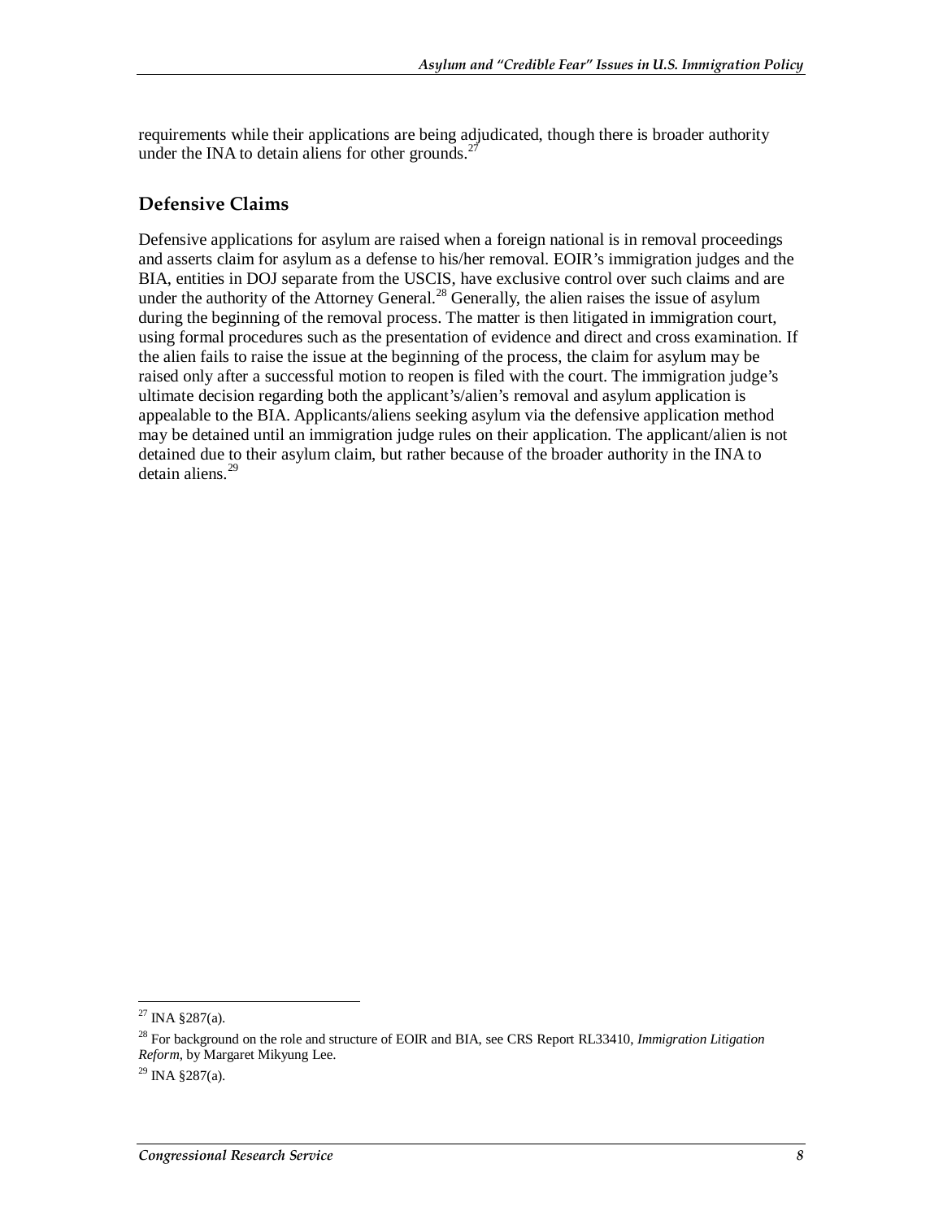requirements while their applications are being adjudicated, though there is broader authority under the INA to detain aliens for other grounds.[27]

## Defensive Claims

Defensive applications for asylum are raised when a foreign national is in removal proceedings and asserts claim for asylum as a defense to his/her removal. EOIR's immigration judges and the BIA, entities in DOJ separate from the USCIS, have exclusive control over such claims and are under the authority of the Attorney General.[28] Generally, the alien raises the issue of asylum during the beginning of the removal process. The matter is then litigated in immigration court, using formal procedures such as the presentation of evidence and direct and cross examination. If the alien fails to raise the issue at the beginning of the process, the claim for asylum may be raised only after a successful motion to reopen is filed with the court. The immigration judge's ultimate decision regarding both the applicant's/alien's removal and asylum application is appealable to the BIA. Applicants/aliens seeking asylum via the defensive application method may be detained until an immigration judge rules on their application. The applicant/alien is not detained due to their asylum claim, but rather because of the broader authority in the INA to detain aliens.[29]

---

[27] INA §287(a).

[28] For background on the role and structure of EOIR and BIA, see CRS Report RL33410, *Immigration Litigation Reform*, by Margaret Mikyung Lee.

[29] INA §287(a).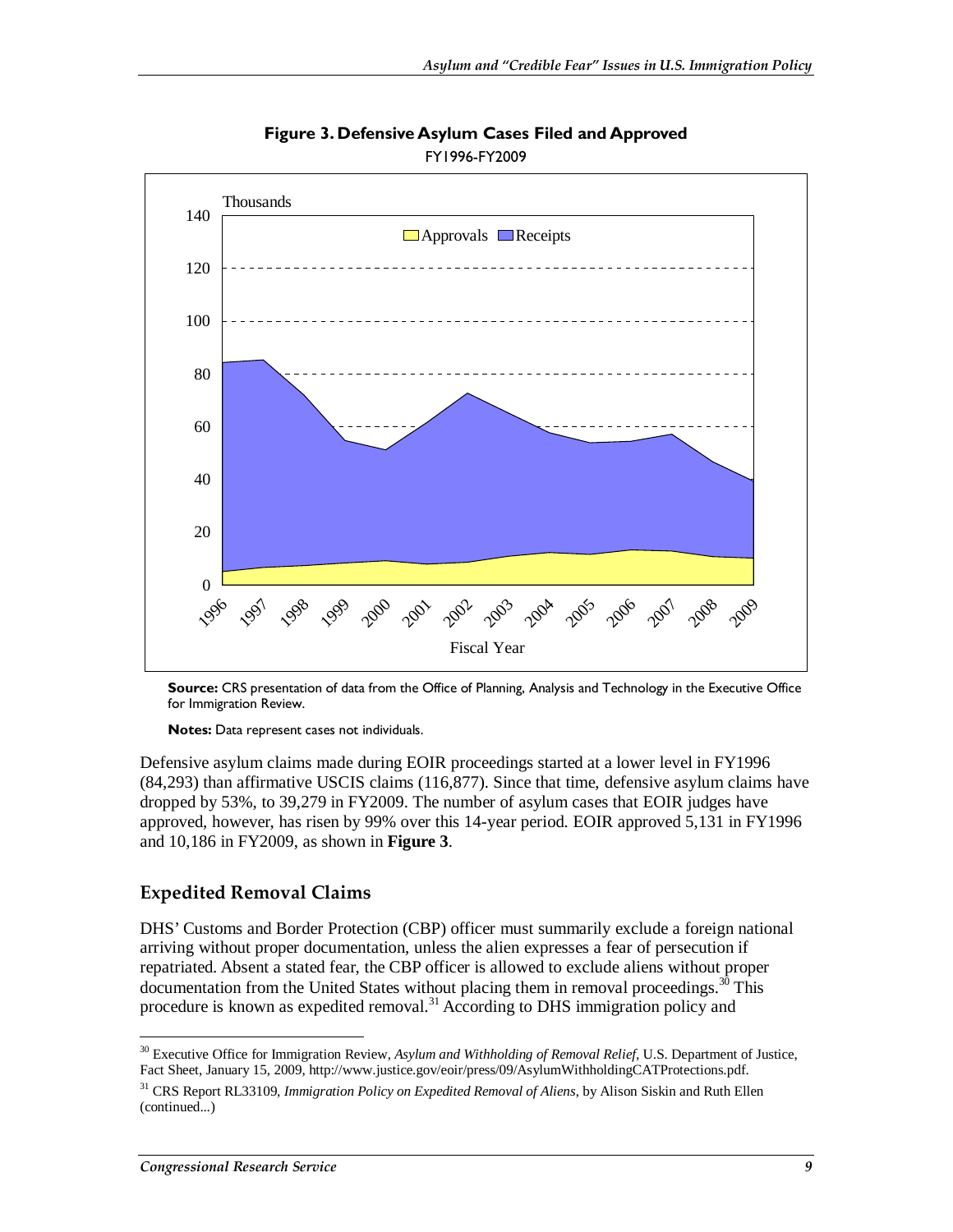**Figure 3. Defensive Asylum Cases Filed and Approved**

FY1996-FY2009

**Source:** CRS presentation of data from the Office of Planning, Analysis and Technology in the Executive Office for Immigration Review.

**Notes:** Data represent cases not individuals.

Defensive asylum claims made during EOIR proceedings started at a lower level in FY1996 (84,293) than affirmative USCIS claims (116,877). Since that time, defensive asylum claims have dropped by 53%, to 39,279 in FY2009. The number of asylum cases that EOIR judges have approved, however, has risen by 99% over this 14-year period. EOIR approved 5,131 in FY1996 and 10,186 in FY2009, as shown in **Figure 3**.

## Expedited Removal Claims

DHS' Customs and Border Protection (CBP) officer must summarily exclude a foreign national arriving without proper documentation, unless the alien expresses a fear of persecution if repatriated. Absent a stated fear, the CBP officer is allowed to exclude aliens without proper documentation from the United States without placing them in removal proceedings.[30] This procedure is known as expedited removal.[31] According to DHS immigration policy and

---

[30] Executive Office for Immigration Review, *Asylum and Withholding of Removal Relief*, U.S. Department of Justice, Fact Sheet, January 15, 2009, http://www.justice.gov/eoir/press/09/AsylumWithholdingCATProtections.pdf.

[31] CRS Report RL33109, *Immigration Policy on Expedited Removal of Aliens*, by Alison Siskin and Ruth Ellen (continued...)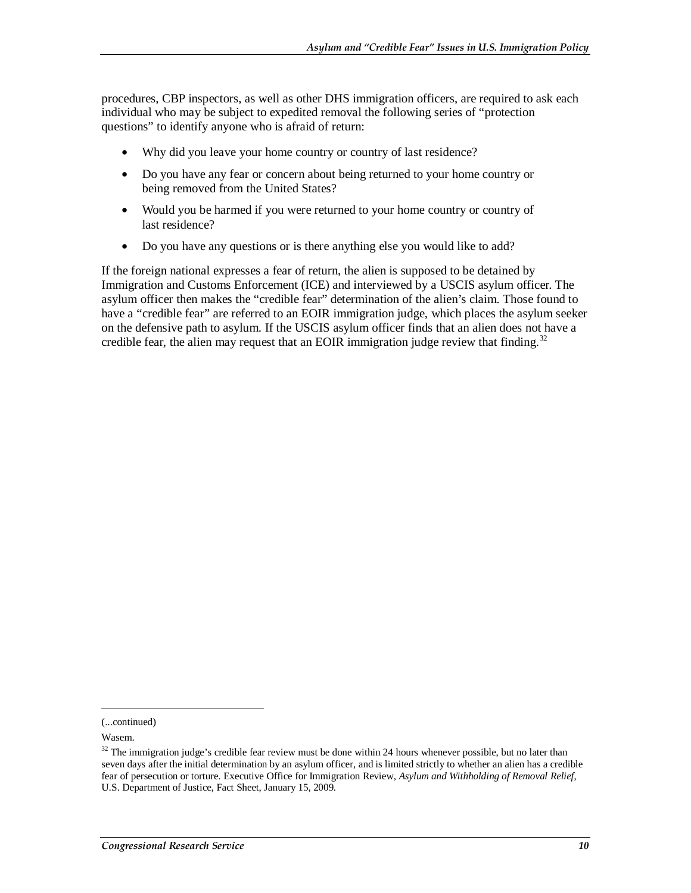procedures, CBP inspectors, as well as other DHS immigration officers, are required to ask each individual who may be subject to expedited removal the following series of "protection questions" to identify anyone who is afraid of return:

- Why did you leave your home country or country of last residence?
- Do you have any fear or concern about being returned to your home country or being removed from the United States?
- Would you be harmed if you were returned to your home country or country of last residence?
- Do you have any questions or is there anything else you would like to add?

If the foreign national expresses a fear of return, the alien is supposed to be detained by Immigration and Customs Enforcement (ICE) and interviewed by a USCIS asylum officer. The asylum officer then makes the "credible fear" determination of the alien's claim. Those found to have a "credible fear" are referred to an EOIR immigration judge, which places the asylum seeker on the defensive path to asylum. If the USCIS asylum officer finds that an alien does not have a credible fear, the alien may request that an EOIR immigration judge review that finding.[32]

---

(...continued)

Wasem.

[32] The immigration judge's credible fear review must be done within 24 hours whenever possible, but no later than seven days after the initial determination by an asylum officer, and is limited strictly to whether an alien has a credible fear of persecution or torture. Executive Office for Immigration Review, *Asylum and Withholding of Removal Relief*, U.S. Department of Justice, Fact Sheet, January 15, 2009.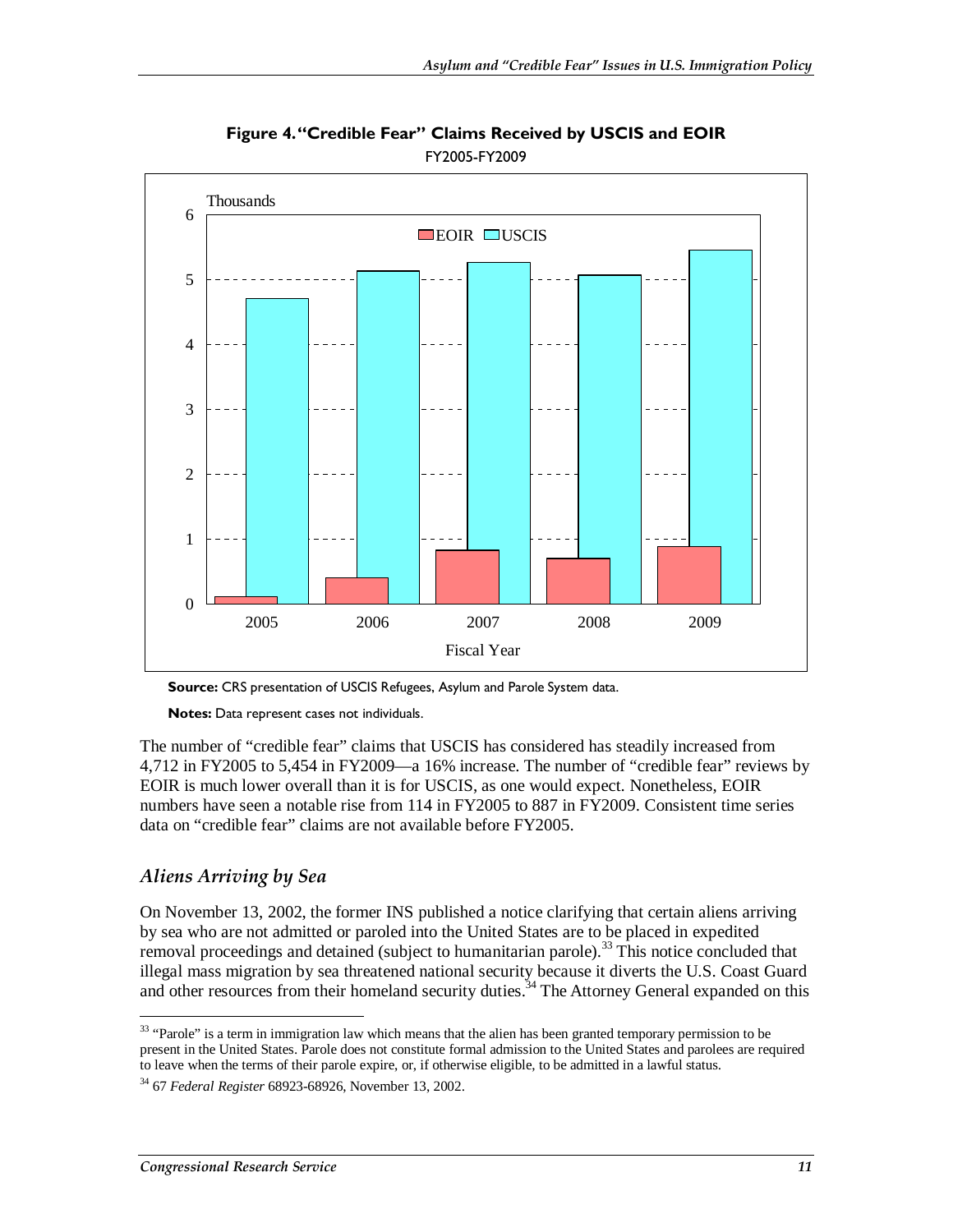**Figure 4. "Credible Fear" Claims Received by USCIS and EOIR**

FY2005-FY2009

**Source:** CRS presentation of USCIS Refugees, Asylum and Parole System data.

**Notes:** Data represent cases not individuals.

The number of "credible fear" claims that USCIS has considered has steadily increased from 4,712 in FY2005 to 5,454 in FY2009—a 16% increase. The number of "credible fear" reviews by EOIR is much lower overall than it is for USCIS, as one would expect. Nonetheless, EOIR numbers have seen a notable rise from 114 in FY2005 to 887 in FY2009. Consistent time series data on "credible fear" claims are not available before FY2005.

### *Aliens Arriving by Sea*

On November 13, 2002, the former INS published a notice clarifying that certain aliens arriving by sea who are not admitted or paroled into the United States are to be placed in expedited removal proceedings and detained (subject to humanitarian parole).[33] This notice concluded that illegal mass migration by sea threatened national security because it diverts the U.S. Coast Guard and other resources from their homeland security duties.[34] The Attorney General expanded on this

[33] "Parole" is a term in immigration law which means that the alien has been granted temporary permission to be present in the United States. Parole does not constitute formal admission to the United States and parolees are required to leave when the terms of their parole expire, or, if otherwise eligible, to be admitted in a lawful status.

[34] 67 *Federal Register* 68923-68926, November 13, 2002.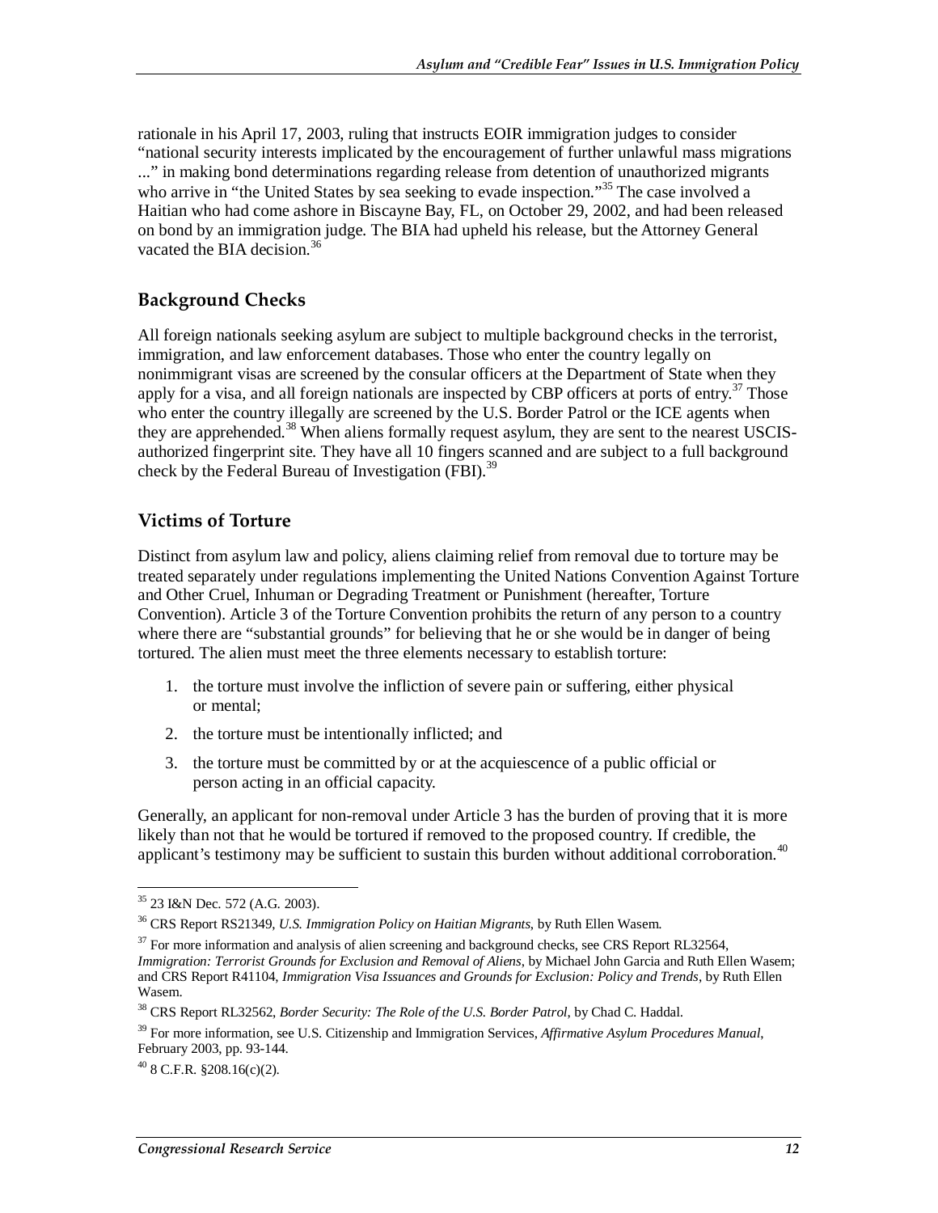rationale in his April 17, 2003, ruling that instructs EOIR immigration judges to consider "national security interests implicated by the encouragement of further unlawful mass migrations ..." in making bond determinations regarding release from detention of unauthorized migrants who arrive in "the United States by sea seeking to evade inspection."[35] The case involved a Haitian who had come ashore in Biscayne Bay, FL, on October 29, 2002, and had been released on bond by an immigration judge. The BIA had upheld his release, but the Attorney General vacated the BIA decision.[36]

## Background Checks

All foreign nationals seeking asylum are subject to multiple background checks in the terrorist, immigration, and law enforcement databases. Those who enter the country legally on nonimmigrant visas are screened by the consular officers at the Department of State when they apply for a visa, and all foreign nationals are inspected by CBP officers at ports of entry.[37] Those who enter the country illegally are screened by the U.S. Border Patrol or the ICE agents when they are apprehended.[38] When aliens formally request asylum, they are sent to the nearest USCIS-authorized fingerprint site. They have all 10 fingers scanned and are subject to a full background check by the Federal Bureau of Investigation (FBI).[39]

## Victims of Torture

Distinct from asylum law and policy, aliens claiming relief from removal due to torture may be treated separately under regulations implementing the United Nations Convention Against Torture and Other Cruel, Inhuman or Degrading Treatment or Punishment (hereafter, Torture Convention). Article 3 of the Torture Convention prohibits the return of any person to a country where there are "substantial grounds" for believing that he or she would be in danger of being tortured. The alien must meet the three elements necessary to establish torture:

1. the torture must involve the infliction of severe pain or suffering, either physical or mental;
2. the torture must be intentionally inflicted; and
3. the torture must be committed by or at the acquiescence of a public official or person acting in an official capacity.

Generally, an applicant for non-removal under Article 3 has the burden of proving that it is more likely than not that he would be tortured if removed to the proposed country. If credible, the applicant's testimony may be sufficient to sustain this burden without additional corroboration.[40]

---

[35] 23 I&N Dec. 572 (A.G. 2003).

[36] CRS Report RS21349, *U.S. Immigration Policy on Haitian Migrants*, by Ruth Ellen Wasem.

[37] For more information and analysis of alien screening and background checks, see CRS Report RL32564, *Immigration: Terrorist Grounds for Exclusion and Removal of Aliens*, by Michael John Garcia and Ruth Ellen Wasem; and CRS Report R41104, *Immigration Visa Issuances and Grounds for Exclusion: Policy and Trends*, by Ruth Ellen Wasem.

[38] CRS Report RL32562, *Border Security: The Role of the U.S. Border Patrol*, by Chad C. Haddal.

[39] For more information, see U.S. Citizenship and Immigration Services, *Affirmative Asylum Procedures Manual*, February 2003, pp. 93-144.

[40] 8 C.F.R. §208.16(c)(2).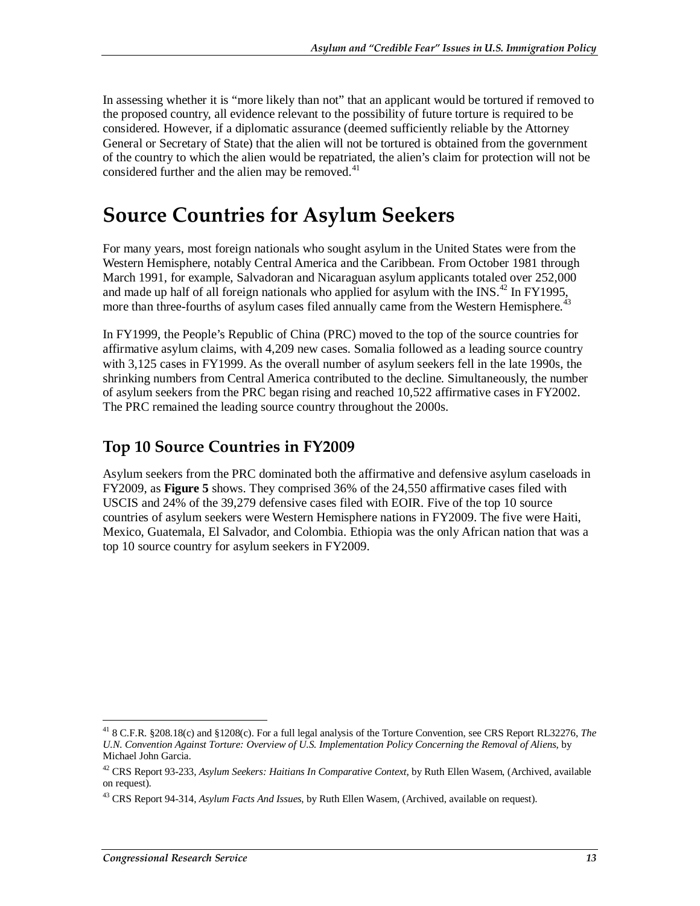In assessing whether it is "more likely than not" that an applicant would be tortured if removed to the proposed country, all evidence relevant to the possibility of future torture is required to be considered. However, if a diplomatic assurance (deemed sufficiently reliable by the Attorney General or Secretary of State) that the alien will not be tortured is obtained from the government of the country to which the alien would be repatriated, the alien's claim for protection will not be considered further and the alien may be removed.[41]

# Source Countries for Asylum Seekers

For many years, most foreign nationals who sought asylum in the United States were from the Western Hemisphere, notably Central America and the Caribbean. From October 1981 through March 1991, for example, Salvadoran and Nicaraguan asylum applicants totaled over 252,000 and made up half of all foreign nationals who applied for asylum with the INS.[42] In FY1995, more than three-fourths of asylum cases filed annually came from the Western Hemisphere.[43]

In FY1999, the People's Republic of China (PRC) moved to the top of the source countries for affirmative asylum claims, with 4,209 new cases. Somalia followed as a leading source country with 3,125 cases in FY1999. As the overall number of asylum seekers fell in the late 1990s, the shrinking numbers from Central America contributed to the decline. Simultaneously, the number of asylum seekers from the PRC began rising and reached 10,522 affirmative cases in FY2002. The PRC remained the leading source country throughout the 2000s.

## Top 10 Source Countries in FY2009

Asylum seekers from the PRC dominated both the affirmative and defensive asylum caseloads in FY2009, as **Figure 5** shows. They comprised 36% of the 24,550 affirmative cases filed with USCIS and 24% of the 39,279 defensive cases filed with EOIR. Five of the top 10 source countries of asylum seekers were Western Hemisphere nations in FY2009. The five were Haiti, Mexico, Guatemala, El Salvador, and Colombia. Ethiopia was the only African nation that was a top 10 source country for asylum seekers in FY2009.

---

[41] 8 C.F.R. §208.18(c) and §1208(c). For a full legal analysis of the Torture Convention, see CRS Report RL32276, *The U.N. Convention Against Torture: Overview of U.S. Implementation Policy Concerning the Removal of Aliens*, by Michael John Garcia.

[42] CRS Report 93-233, *Asylum Seekers: Haitians In Comparative Context*, by Ruth Ellen Wasem, (Archived, available on request).

[43] CRS Report 94-314, *Asylum Facts And Issues*, by Ruth Ellen Wasem, (Archived, available on request).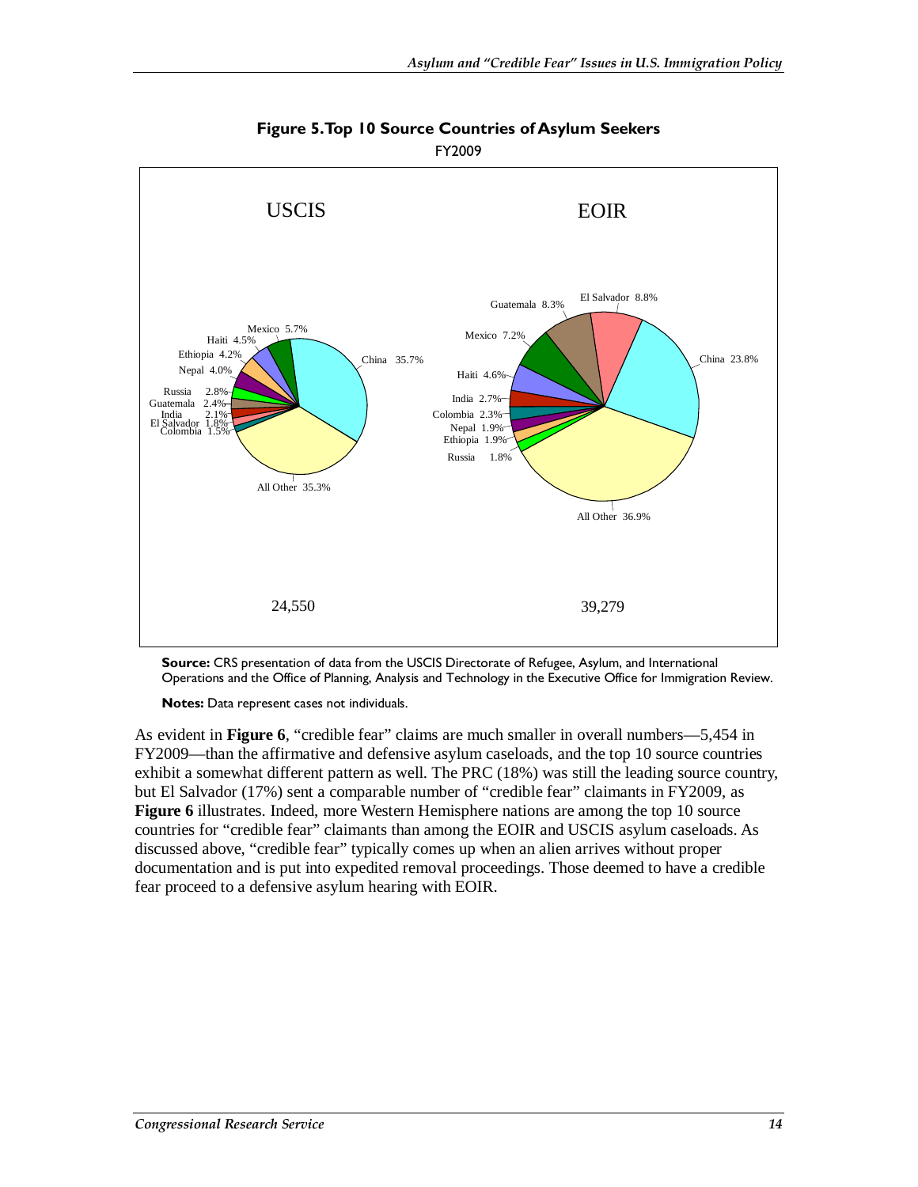**Figure 5. Top 10 Source Countries of Asylum Seekers**

FY2009

USCIS

| Country | Percent |
| --- | --- |
| China | 35.7% |
| Mexico | 5.7% |
| Haiti | 4.5% |
| Ethiopia | 4.2% |
| Nepal | 4.0% |
| Russia | 2.8% |
| Guatemala | 2.4% |
| India | 2.1% |
| El Salvador | 1.8% |
| Colombia | 1.5% |
| All Other | 35.3% |

24,550

EOIR

| Country | Percent |
| --- | --- |
| China | 23.8% |
| El Salvador | 8.8% |
| Guatemala | 8.3% |
| Mexico | 7.2% |
| Haiti | 4.6% |
| India | 2.7% |
| Colombia | 2.3% |
| Nepal | 1.9% |
| Ethiopia | 1.9% |
| Russia | 1.8% |
| All Other | 36.9% |

39,279

**Source:** CRS presentation of data from the USCIS Directorate of Refugee, Asylum, and International Operations and the Office of Planning, Analysis and Technology in the Executive Office for Immigration Review.

**Notes:** Data represent cases not individuals.

As evident in **Figure 6**, "credible fear" claims are much smaller in overall numbers—5,454 in FY2009—than the affirmative and defensive asylum caseloads, and the top 10 source countries exhibit a somewhat different pattern as well. The PRC (18%) was still the leading source country, but El Salvador (17%) sent a comparable number of "credible fear" claimants in FY2009, as **Figure 6** illustrates. Indeed, more Western Hemisphere nations are among the top 10 source countries for "credible fear" claimants than among the EOIR and USCIS asylum caseloads. As discussed above, "credible fear" typically comes up when an alien arrives without proper documentation and is put into expedited removal proceedings. Those deemed to have a credible fear proceed to a defensive asylum hearing with EOIR.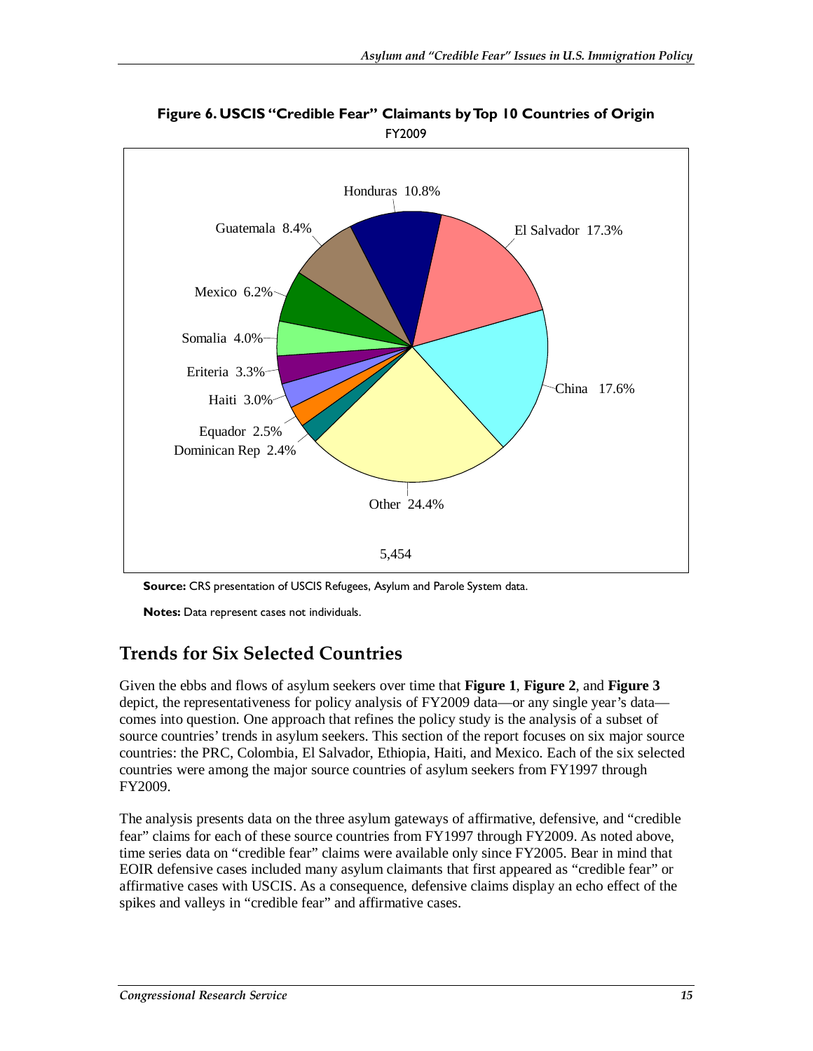**Figure 6. USCIS "Credible Fear" Claimants by Top 10 Countries of Origin**

FY2009

Honduras 10.8%

El Salvador 17.3%

Guatemala 8.4%

Mexico 6.2%

Somalia 4.0%

Eriteria 3.3%

Haiti 3.0%

Equador 2.5%

Dominican Rep 2.4%

China 17.6%

Other 24.4%

5,454

**Source:** CRS presentation of USCIS Refugees, Asylum and Parole System data.

**Notes:** Data represent cases not individuals.

## Trends for Six Selected Countries

Given the ebbs and flows of asylum seekers over time that **Figure 1**, **Figure 2**, and **Figure 3** depict, the representativeness for policy analysis of FY2009 data—or any single year's data—comes into question. One approach that refines the policy study is the analysis of a subset of source countries' trends in asylum seekers. This section of the report focuses on six major source countries: the PRC, Colombia, El Salvador, Ethiopia, Haiti, and Mexico. Each of the six selected countries were among the major source countries of asylum seekers from FY1997 through FY2009.

The analysis presents data on the three asylum gateways of affirmative, defensive, and "credible fear" claims for each of these source countries from FY1997 through FY2009. As noted above, time series data on "credible fear" claims were available only since FY2005. Bear in mind that EOIR defensive cases included many asylum claimants that first appeared as "credible fear" or affirmative cases with USCIS. As a consequence, defensive claims display an echo effect of the spikes and valleys in "credible fear" and affirmative cases.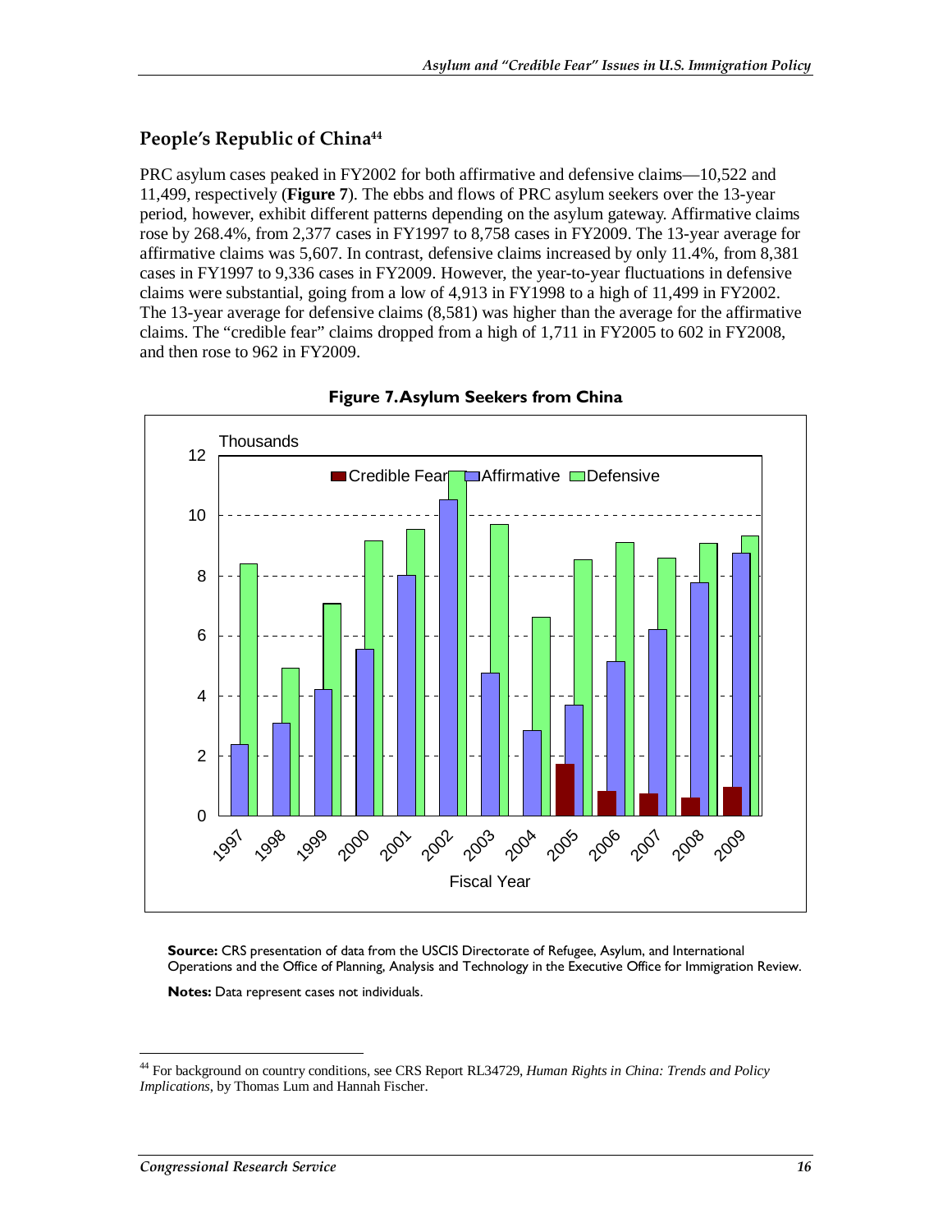## People's Republic of China[44]

PRC asylum cases peaked in FY2002 for both affirmative and defensive claims—10,522 and 11,499, respectively (**Figure 7**). The ebbs and flows of PRC asylum seekers over the 13-year period, however, exhibit different patterns depending on the asylum gateway. Affirmative claims rose by 268.4%, from 2,377 cases in FY1997 to 8,758 cases in FY2009. The 13-year average for affirmative claims was 5,607. In contrast, defensive claims increased by only 11.4%, from 8,381 cases in FY1997 to 9,336 cases in FY2009. However, the year-to-year fluctuations in defensive claims were substantial, going from a low of 4,913 in FY1998 to a high of 11,499 in FY2002. The 13-year average for defensive claims (8,581) was higher than the average for the affirmative claims. The "credible fear" claims dropped from a high of 1,711 in FY2005 to 602 in FY2008, and then rose to 962 in FY2009.

**Figure 7. Asylum Seekers from China**

**Source:** CRS presentation of data from the USCIS Directorate of Refugee, Asylum, and International Operations and the Office of Planning, Analysis and Technology in the Executive Office for Immigration Review.

**Notes:** Data represent cases not individuals.

[44] For background on country conditions, see CRS Report RL34729, *Human Rights in China: Trends and Policy Implications*, by Thomas Lum and Hannah Fischer.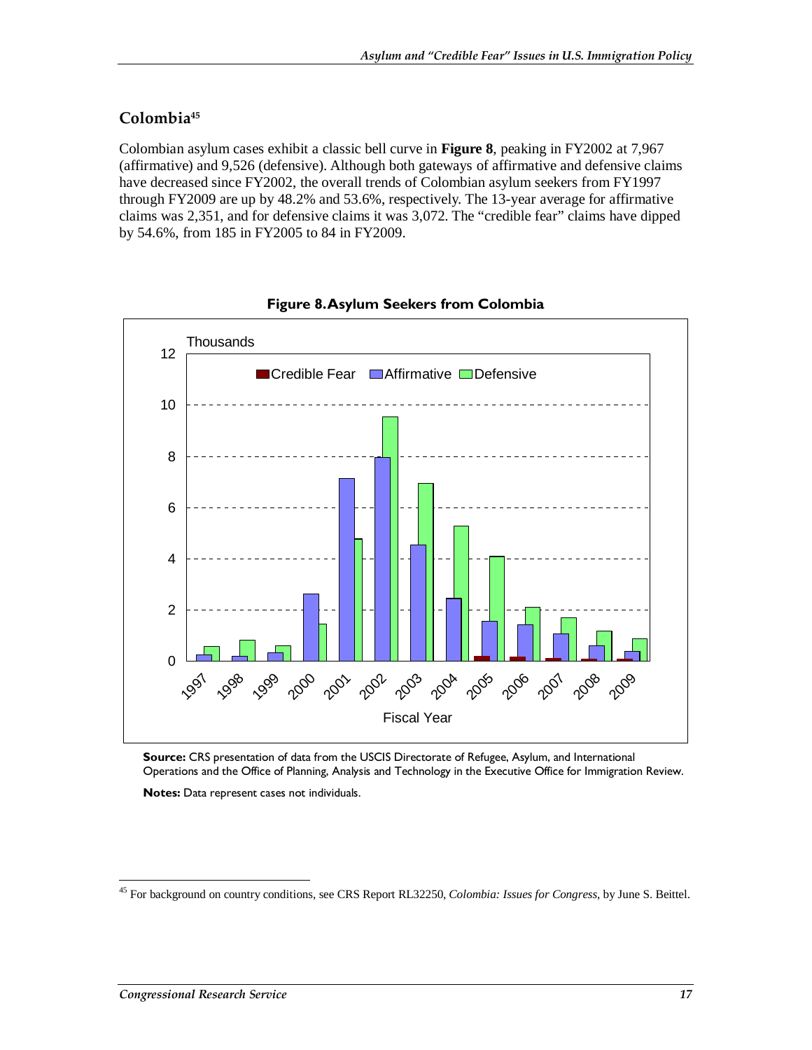## Colombia[45]

Colombian asylum cases exhibit a classic bell curve in **Figure 8**, peaking in FY2002 at 7,967 (affirmative) and 9,526 (defensive). Although both gateways of affirmative and defensive claims have decreased since FY2002, the overall trends of Colombian asylum seekers from FY1997 through FY2009 are up by 48.2% and 53.6%, respectively. The 13-year average for affirmative claims was 2,351, and for defensive claims it was 3,072. The "credible fear" claims have dipped by 54.6%, from 185 in FY2005 to 84 in FY2009.

**Figure 8. Asylum Seekers from Colombia**

**Source:** CRS presentation of data from the USCIS Directorate of Refugee, Asylum, and International Operations and the Office of Planning, Analysis and Technology in the Executive Office for Immigration Review.

**Notes:** Data represent cases not individuals.

---

[45] For background on country conditions, see CRS Report RL32250, *Colombia: Issues for Congress*, by June S. Beittel.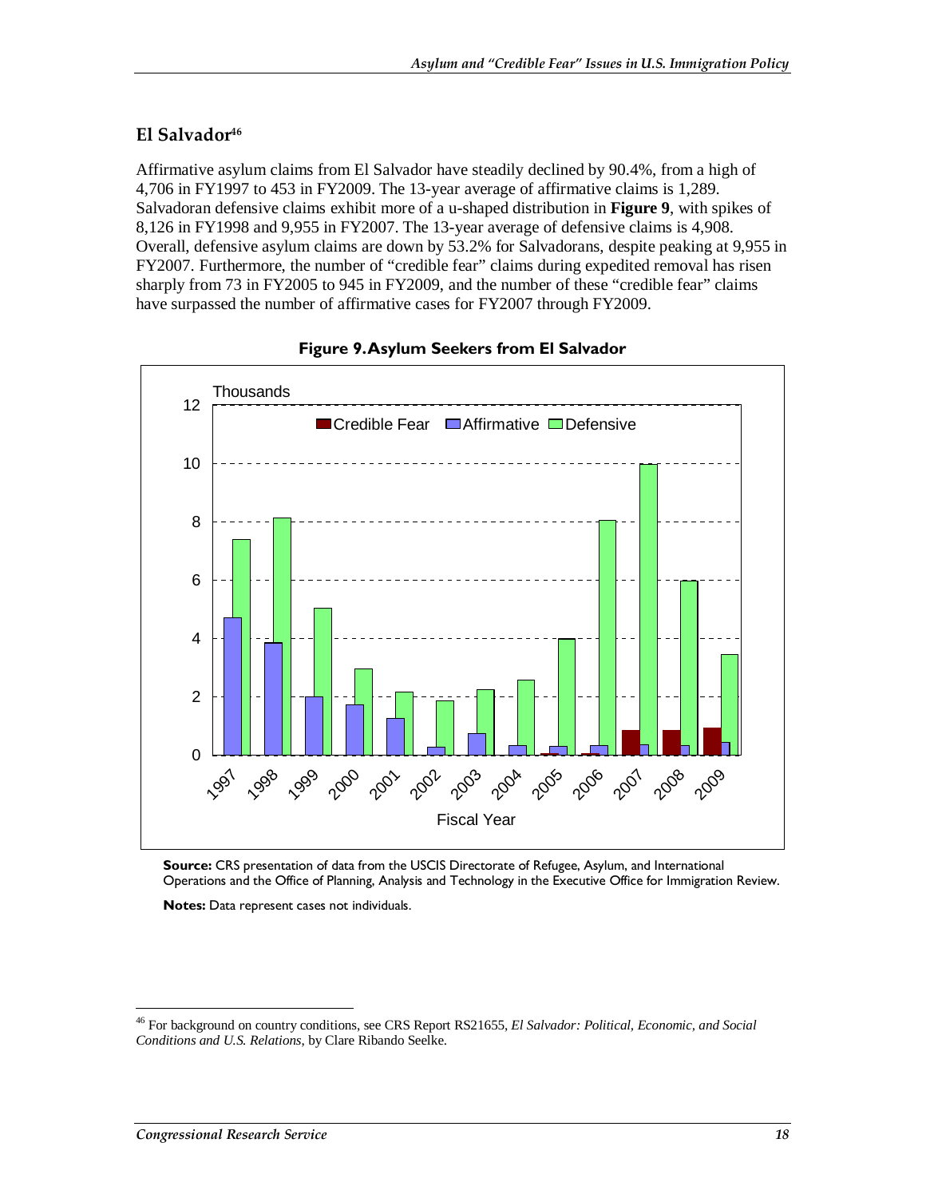## El Salvador[46]

Affirmative asylum claims from El Salvador have steadily declined by 90.4%, from a high of 4,706 in FY1997 to 453 in FY2009. The 13-year average of affirmative claims is 1,289. Salvadoran defensive claims exhibit more of a u-shaped distribution in **Figure 9**, with spikes of 8,126 in FY1998 and 9,955 in FY2007. The 13-year average of defensive claims is 4,908. Overall, defensive asylum claims are down by 53.2% for Salvadorans, despite peaking at 9,955 in FY2007. Furthermore, the number of "credible fear" claims during expedited removal has risen sharply from 73 in FY2005 to 945 in FY2009, and the number of these "credible fear" claims have surpassed the number of affirmative cases for FY2007 through FY2009.

**Figure 9. Asylum Seekers from El Salvador**

**Source:** CRS presentation of data from the USCIS Directorate of Refugee, Asylum, and International Operations and the Office of Planning, Analysis and Technology in the Executive Office for Immigration Review.

**Notes:** Data represent cases not individuals.

[46] For background on country conditions, see CRS Report RS21655, *El Salvador: Political, Economic, and Social Conditions and U.S. Relations*, by Clare Ribando Seelke.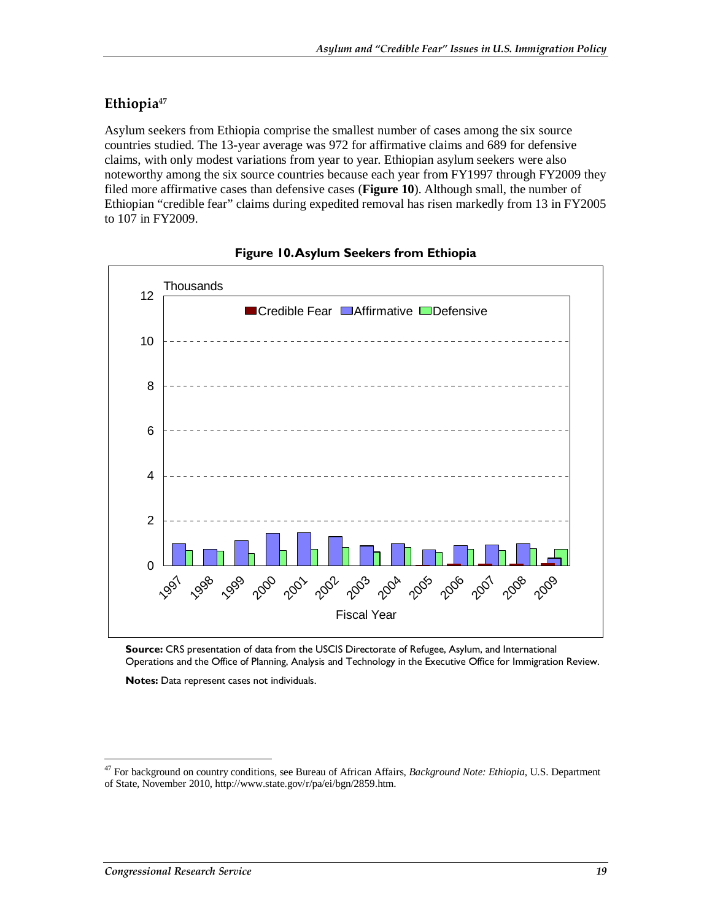## Ethiopia[47]

Asylum seekers from Ethiopia comprise the smallest number of cases among the six source countries studied. The 13-year average was 972 for affirmative claims and 689 for defensive claims, with only modest variations from year to year. Ethiopian asylum seekers were also noteworthy among the six source countries because each year from FY1997 through FY2009 they filed more affirmative cases than defensive cases (**Figure 10**). Although small, the number of Ethiopian "credible fear" claims during expedited removal has risen markedly from 13 in FY2005 to 107 in FY2009.

**Figure 10. Asylum Seekers from Ethiopia**

**Source:** CRS presentation of data from the USCIS Directorate of Refugee, Asylum, and International Operations and the Office of Planning, Analysis and Technology in the Executive Office for Immigration Review.

**Notes:** Data represent cases not individuals.

---

[47] For background on country conditions, see Bureau of African Affairs, *Background Note: Ethiopia*, U.S. Department of State, November 2010, http://www.state.gov/r/pa/ei/bgn/2859.htm.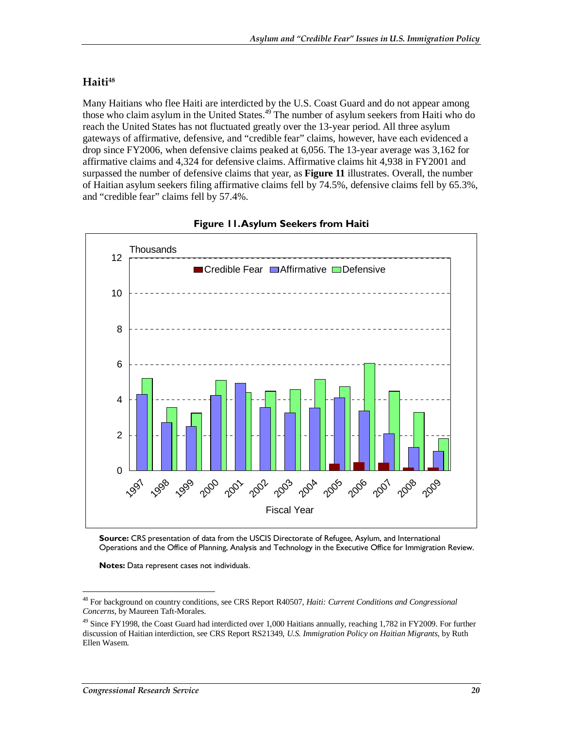## Haiti[48]

Many Haitians who flee Haiti are interdicted by the U.S. Coast Guard and do not appear among those who claim asylum in the United States.[49] The number of asylum seekers from Haiti who do reach the United States has not fluctuated greatly over the 13-year period. All three asylum gateways of affirmative, defensive, and "credible fear" claims, however, have each evidenced a drop since FY2006, when defensive claims peaked at 6,056. The 13-year average was 3,162 for affirmative claims and 4,324 for defensive claims. Affirmative claims hit 4,938 in FY2001 and surpassed the number of defensive claims that year, as **Figure 11** illustrates. Overall, the number of Haitian asylum seekers filing affirmative claims fell by 74.5%, defensive claims fell by 65.3%, and "credible fear" claims fell by 57.4%.

**Figure 11. Asylum Seekers from Haiti**

**Source:** CRS presentation of data from the USCIS Directorate of Refugee, Asylum, and International Operations and the Office of Planning, Analysis and Technology in the Executive Office for Immigration Review.

**Notes:** Data represent cases not individuals.

---

[48] For background on country conditions, see CRS Report R40507, *Haiti: Current Conditions and Congressional Concerns*, by Maureen Taft-Morales.

[49] Since FY1998, the Coast Guard had interdicted over 1,000 Haitians annually, reaching 1,782 in FY2009. For further discussion of Haitian interdiction, see CRS Report RS21349, *U.S. Immigration Policy on Haitian Migrants*, by Ruth Ellen Wasem.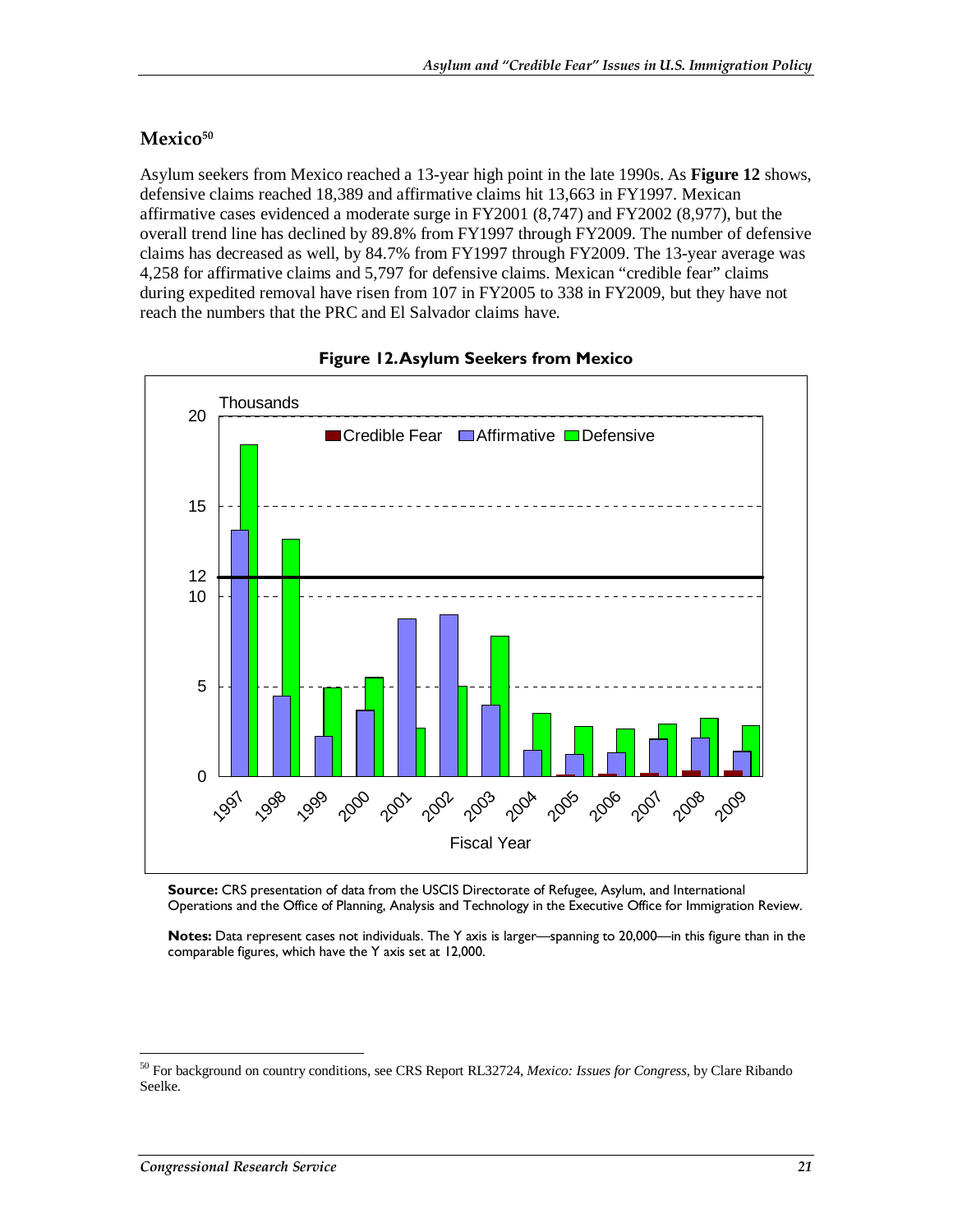## Mexico[50]

Asylum seekers from Mexico reached a 13-year high point in the late 1990s. As **Figure 12** shows, defensive claims reached 18,389 and affirmative claims hit 13,663 in FY1997. Mexican affirmative cases evidenced a moderate surge in FY2001 (8,747) and FY2002 (8,977), but the overall trend line has declined by 89.8% from FY1997 through FY2009. The number of defensive claims has decreased as well, by 84.7% from FY1997 through FY2009. The 13-year average was 4,258 for affirmative claims and 5,797 for defensive claims. Mexican "credible fear" claims during expedited removal have risen from 107 in FY2005 to 338 in FY2009, but they have not reach the numbers that the PRC and El Salvador claims have.

**Figure 12. Asylum Seekers from Mexico**

**Source:** CRS presentation of data from the USCIS Directorate of Refugee, Asylum, and International Operations and the Office of Planning, Analysis and Technology in the Executive Office for Immigration Review.

**Notes:** Data represent cases not individuals. The Y axis is larger—spanning to 20,000—in this figure than in the comparable figures, which have the Y axis set at 12,000.

---

[50] For background on country conditions, see CRS Report RL32724, *Mexico: Issues for Congress*, by Clare Ribando Seelke.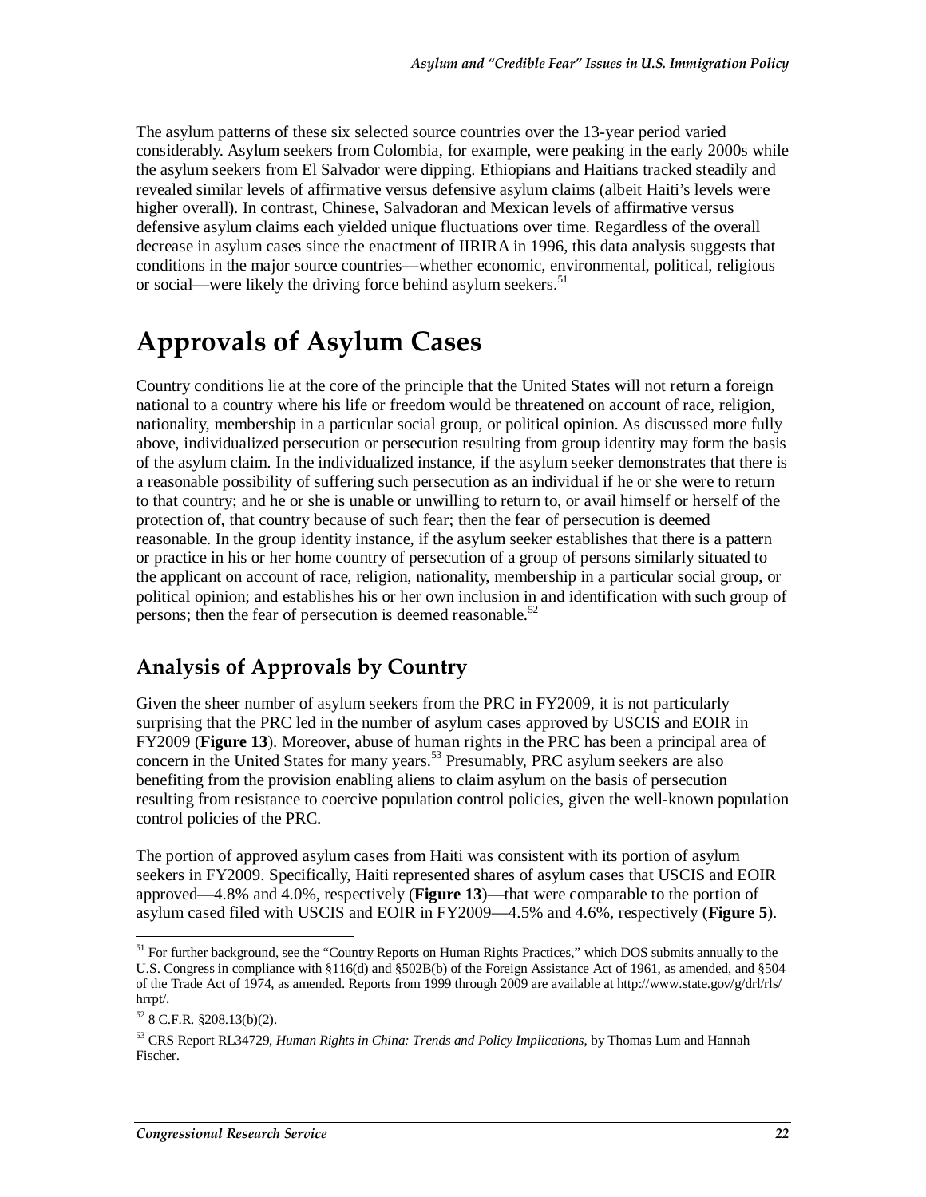The asylum patterns of these six selected source countries over the 13-year period varied considerably. Asylum seekers from Colombia, for example, were peaking in the early 2000s while the asylum seekers from El Salvador were dipping. Ethiopians and Haitians tracked steadily and revealed similar levels of affirmative versus defensive asylum claims (albeit Haiti's levels were higher overall). In contrast, Chinese, Salvadoran and Mexican levels of affirmative versus defensive asylum claims each yielded unique fluctuations over time. Regardless of the overall decrease in asylum cases since the enactment of IIRIRA in 1996, this data analysis suggests that conditions in the major source countries—whether economic, environmental, political, religious or social—were likely the driving force behind asylum seekers.[51]

# Approvals of Asylum Cases

Country conditions lie at the core of the principle that the United States will not return a foreign national to a country where his life or freedom would be threatened on account of race, religion, nationality, membership in a particular social group, or political opinion. As discussed more fully above, individualized persecution or persecution resulting from group identity may form the basis of the asylum claim. In the individualized instance, if the asylum seeker demonstrates that there is a reasonable possibility of suffering such persecution as an individual if he or she were to return to that country; and he or she is unable or unwilling to return to, or avail himself or herself of the protection of, that country because of such fear; then the fear of persecution is deemed reasonable. In the group identity instance, if the asylum seeker establishes that there is a pattern or practice in his or her home country of persecution of a group of persons similarly situated to the applicant on account of race, religion, nationality, membership in a particular social group, or political opinion; and establishes his or her own inclusion in and identification with such group of persons; then the fear of persecution is deemed reasonable.[52]

## Analysis of Approvals by Country

Given the sheer number of asylum seekers from the PRC in FY2009, it is not particularly surprising that the PRC led in the number of asylum cases approved by USCIS and EOIR in FY2009 (**Figure 13**). Moreover, abuse of human rights in the PRC has been a principal area of concern in the United States for many years.[53] Presumably, PRC asylum seekers are also benefiting from the provision enabling aliens to claim asylum on the basis of persecution resulting from resistance to coercive population control policies, given the well-known population control policies of the PRC.

The portion of approved asylum cases from Haiti was consistent with its portion of asylum seekers in FY2009. Specifically, Haiti represented shares of asylum cases that USCIS and EOIR approved—4.8% and 4.0%, respectively (**Figure 13**)—that were comparable to the portion of asylum cased filed with USCIS and EOIR in FY2009—4.5% and 4.6%, respectively (**Figure 5**).

---

[51] For further background, see the "Country Reports on Human Rights Practices," which DOS submits annually to the U.S. Congress in compliance with §116(d) and §502B(b) of the Foreign Assistance Act of 1961, as amended, and §504 of the Trade Act of 1974, as amended. Reports from 1999 through 2009 are available at http://www.state.gov/g/drl/rls/hrrpt/.

[52] 8 C.F.R. §208.13(b)(2).

[53] CRS Report RL34729, *Human Rights in China: Trends and Policy Implications*, by Thomas Lum and Hannah Fischer.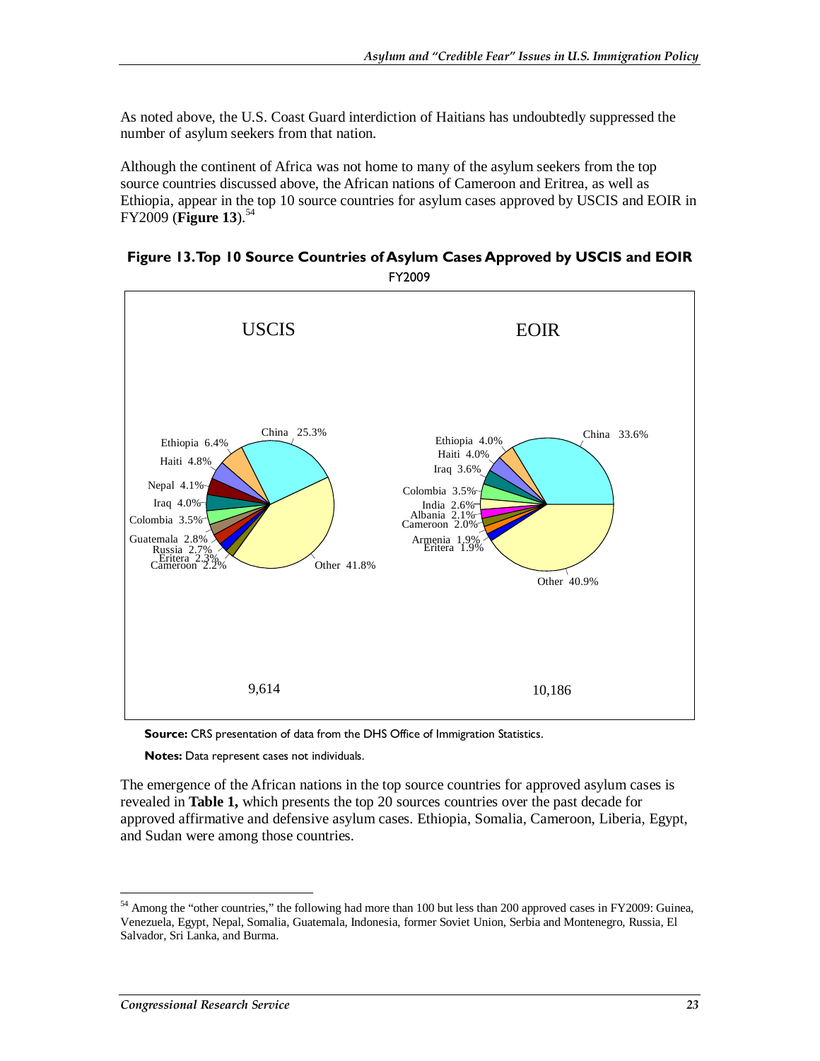As noted above, the U.S. Coast Guard interdiction of Haitians has undoubtedly suppressed the number of asylum seekers from that nation.

Although the continent of Africa was not home to many of the asylum seekers from the top source countries discussed above, the African nations of Cameroon and Eritrea, as well as Ethiopia, appear in the top 10 source countries for asylum cases approved by USCIS and EOIR in FY2009 (**Figure 13**).[54]

**Figure 13. Top 10 Source Countries of Asylum Cases Approved by USCIS and EOIR**

FY2009

| USCIS | | EOIR | |
|---|---|---|---|
| China | 25.3% | China | 33.6% |
| Ethiopia | 6.4% | Ethiopia | 4.0% |
| Haiti | 4.8% | Haiti | 4.0% |
| Nepal | 4.1% | Iraq | 3.6% |
| Iraq | 4.0% | Colombia | 3.5% |
| Colombia | 3.5% | India | 2.6% |
| Guatemala | 2.8% | Albania | 2.1% |
| Russia | 2.7% | Cameroon | 2.0% |
| Eritera | 2.3% | Armenia | 1.9% |
| Cameroon | 2.2% | Eritera | 1.9% |
| Other | 41.8% | Other | 40.9% |
| Total | 9,614 | Total | 10,186 |

**Source:** CRS presentation of data from the DHS Office of Immigration Statistics.

**Notes:** Data represent cases not individuals.

The emergence of the African nations in the top source countries for approved asylum cases is revealed in **Table 1,** which presents the top 20 sources countries over the past decade for approved affirmative and defensive asylum cases. Ethiopia, Somalia, Cameroon, Liberia, Egypt, and Sudan were among those countries.

---

[54] Among the "other countries," the following had more than 100 but less than 200 approved cases in FY2009: Guinea, Venezuela, Egypt, Nepal, Somalia, Guatemala, Indonesia, former Soviet Union, Serbia and Montenegro, Russia, El Salvador, Sri Lanka, and Burma.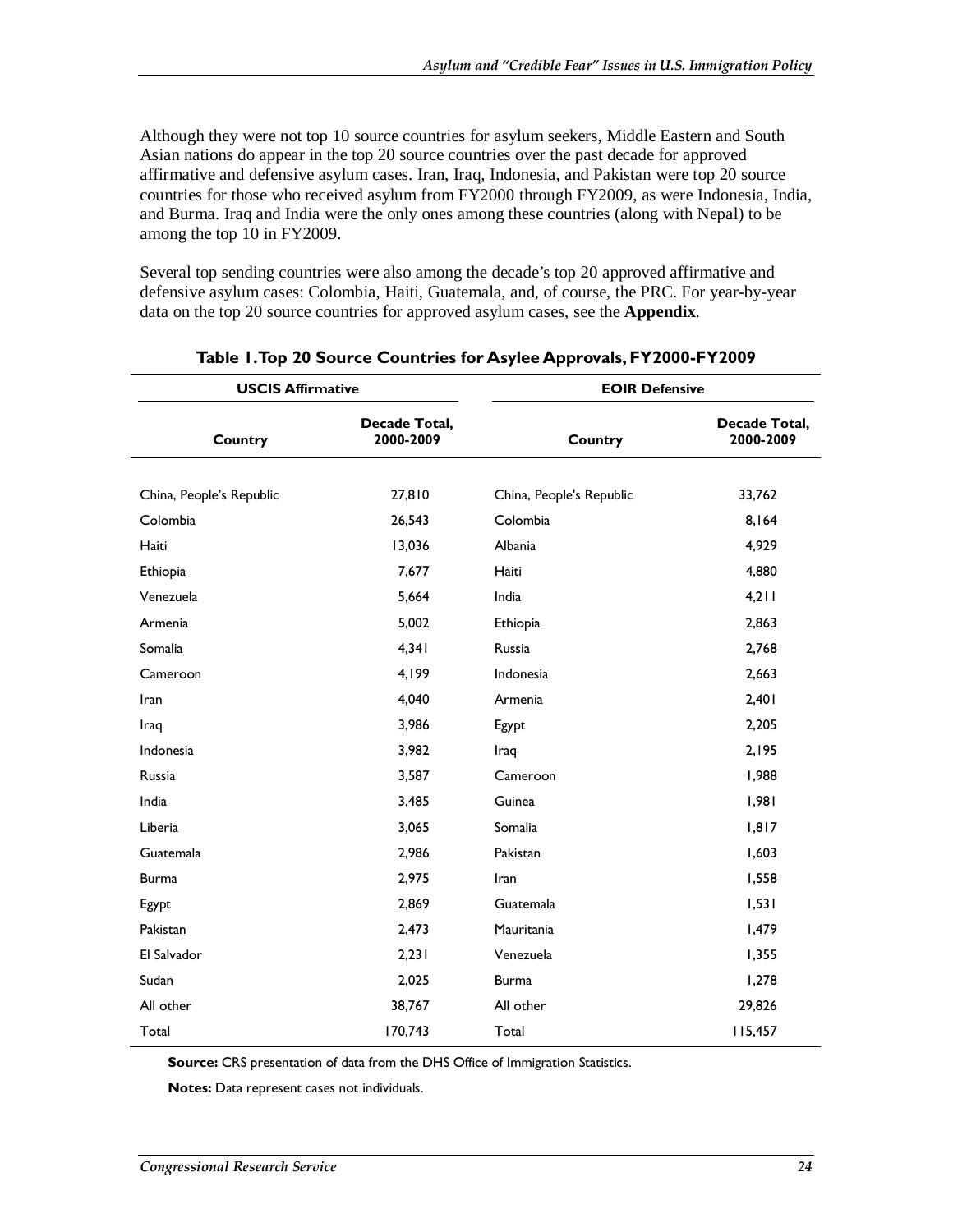Although they were not top 10 source countries for asylum seekers, Middle Eastern and South Asian nations do appear in the top 20 source countries over the past decade for approved affirmative and defensive asylum cases. Iran, Iraq, Indonesia, and Pakistan were top 20 source countries for those who received asylum from FY2000 through FY2009, as were Indonesia, India, and Burma. Iraq and India were the only ones among these countries (along with Nepal) to be among the top 10 in FY2009.

Several top sending countries were also among the decade's top 20 approved affirmative and defensive asylum cases: Colombia, Haiti, Guatemala, and, of course, the PRC. For year-by-year data on the top 20 source countries for approved asylum cases, see the **Appendix**.

**Table 1. Top 20 Source Countries for Asylee Approvals, FY2000-FY2009**

| USCIS Affirmative | | EOIR Defensive | |
|---|---|---|---|
| **Country** | **Decade Total, 2000-2009** | **Country** | **Decade Total, 2000-2009** |
| China, People's Republic | 27,810 | China, People's Republic | 33,762 |
| Colombia | 26,543 | Colombia | 8,164 |
| Haiti | 13,036 | Albania | 4,929 |
| Ethiopia | 7,677 | Haiti | 4,880 |
| Venezuela | 5,664 | India | 4,211 |
| Armenia | 5,002 | Ethiopia | 2,863 |
| Somalia | 4,341 | Russia | 2,768 |
| Cameroon | 4,199 | Indonesia | 2,663 |
| Iran | 4,040 | Armenia | 2,401 |
| Iraq | 3,986 | Egypt | 2,205 |
| Indonesia | 3,982 | Iraq | 2,195 |
| Russia | 3,587 | Cameroon | 1,988 |
| India | 3,485 | Guinea | 1,981 |
| Liberia | 3,065 | Somalia | 1,817 |
| Guatemala | 2,986 | Pakistan | 1,603 |
| Burma | 2,975 | Iran | 1,558 |
| Egypt | 2,869 | Guatemala | 1,531 |
| Pakistan | 2,473 | Mauritania | 1,479 |
| El Salvador | 2,231 | Venezuela | 1,355 |
| Sudan | 2,025 | Burma | 1,278 |
| All other | 38,767 | All other | 29,826 |
| Total | 170,743 | Total | 115,457 |

**Source:** CRS presentation of data from the DHS Office of Immigration Statistics.

**Notes:** Data represent cases not individuals.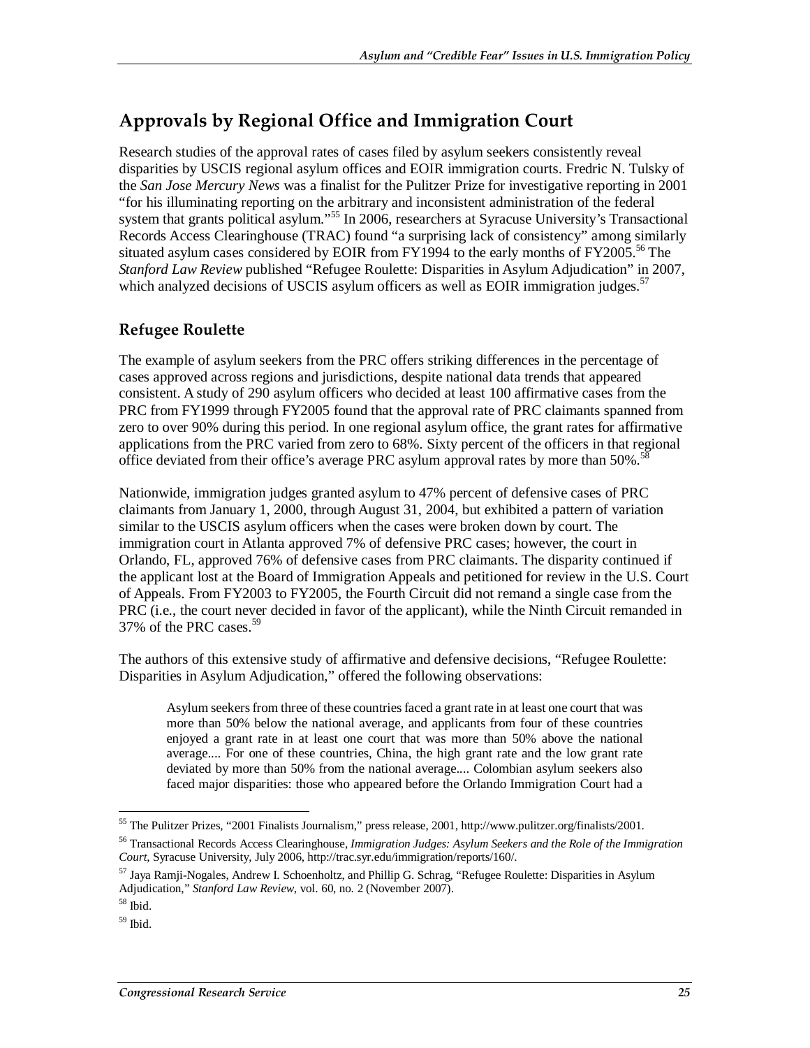## Approvals by Regional Office and Immigration Court

Research studies of the approval rates of cases filed by asylum seekers consistently reveal disparities by USCIS regional asylum offices and EOIR immigration courts. Fredric N. Tulsky of the *San Jose Mercury News* was a finalist for the Pulitzer Prize for investigative reporting in 2001 "for his illuminating reporting on the arbitrary and inconsistent administration of the federal system that grants political asylum."[55] In 2006, researchers at Syracuse University's Transactional Records Access Clearinghouse (TRAC) found "a surprising lack of consistency" among similarly situated asylum cases considered by EOIR from FY1994 to the early months of FY2005.[56] The *Stanford Law Review* published "Refugee Roulette: Disparities in Asylum Adjudication" in 2007, which analyzed decisions of USCIS asylum officers as well as EOIR immigration judges.[57]

### Refugee Roulette

The example of asylum seekers from the PRC offers striking differences in the percentage of cases approved across regions and jurisdictions, despite national data trends that appeared consistent. A study of 290 asylum officers who decided at least 100 affirmative cases from the PRC from FY1999 through FY2005 found that the approval rate of PRC claimants spanned from zero to over 90% during this period. In one regional asylum office, the grant rates for affirmative applications from the PRC varied from zero to 68%. Sixty percent of the officers in that regional office deviated from their office's average PRC asylum approval rates by more than 50%.[58]

Nationwide, immigration judges granted asylum to 47% percent of defensive cases of PRC claimants from January 1, 2000, through August 31, 2004, but exhibited a pattern of variation similar to the USCIS asylum officers when the cases were broken down by court. The immigration court in Atlanta approved 7% of defensive PRC cases; however, the court in Orlando, FL, approved 76% of defensive cases from PRC claimants. The disparity continued if the applicant lost at the Board of Immigration Appeals and petitioned for review in the U.S. Court of Appeals. From FY2003 to FY2005, the Fourth Circuit did not remand a single case from the PRC (i.e., the court never decided in favor of the applicant), while the Ninth Circuit remanded in 37% of the PRC cases.[59]

The authors of this extensive study of affirmative and defensive decisions, "Refugee Roulette: Disparities in Asylum Adjudication," offered the following observations:

> Asylum seekers from three of these countries faced a grant rate in at least one court that was more than 50% below the national average, and applicants from four of these countries enjoyed a grant rate in at least one court that was more than 50% above the national average.... For one of these countries, China, the high grant rate and the low grant rate deviated by more than 50% from the national average.... Colombian asylum seekers also faced major disparities: those who appeared before the Orlando Immigration Court had a

---

[55] The Pulitzer Prizes, "2001 Finalists Journalism," press release, 2001, http://www.pulitzer.org/finalists/2001.

[56] Transactional Records Access Clearinghouse, *Immigration Judges: Asylum Seekers and the Role of the Immigration Court*, Syracuse University, July 2006, http://trac.syr.edu/immigration/reports/160/.

[57] Jaya Ramji-Nogales, Andrew I. Schoenholtz, and Phillip G. Schrag, "Refugee Roulette: Disparities in Asylum Adjudication," *Stanford Law Review*, vol. 60, no. 2 (November 2007).

[58] Ibid.

[59] Ibid.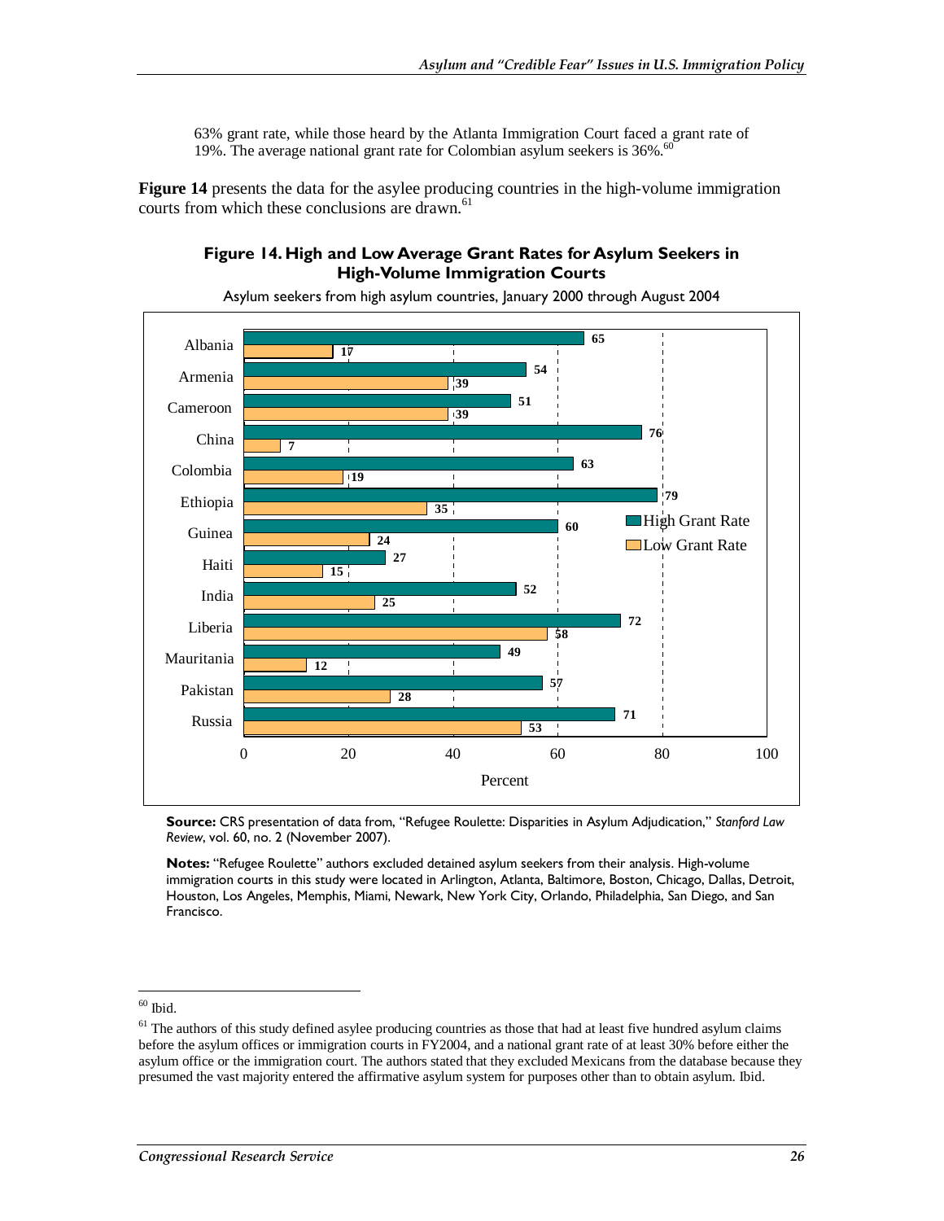63% grant rate, while those heard by the Atlanta Immigration Court faced a grant rate of 19%. The average national grant rate for Colombian asylum seekers is 36%.[60]

**Figure 14** presents the data for the asylee producing countries in the high-volume immigration courts from which these conclusions are drawn.[61]

**Figure 14. High and Low Average Grant Rates for Asylum Seekers in High-Volume Immigration Courts**

Asylum seekers from high asylum countries, January 2000 through August 2004

| Country | High Grant Rate | Low Grant Rate |
| --- | --- | --- |
| Albania | 65 | 17 |
| Armenia | 54 | 39 |
| Cameroon | 51 | 39 |
| China | 76 | 7 |
| Colombia | 63 | 19 |
| Ethiopia | 79 | 35 |
| Guinea | 60 | 24 |
| Haiti | 27 | 15 |
| India | 52 | 25 |
| Liberia | 72 | 58 |
| Mauritania | 49 | 12 |
| Pakistan | 57 | 28 |
| Russia | 71 | 53 |

**Source:** CRS presentation of data from, "Refugee Roulette: Disparities in Asylum Adjudication," *Stanford Law Review*, vol. 60, no. 2 (November 2007).

**Notes:** "Refugee Roulette" authors excluded detained asylum seekers from their analysis. High-volume immigration courts in this study were located in Arlington, Atlanta, Baltimore, Boston, Chicago, Dallas, Detroit, Houston, Los Angeles, Memphis, Miami, Newark, New York City, Orlando, Philadelphia, San Diego, and San Francisco.

---

[60] Ibid.

[61] The authors of this study defined asylee producing countries as those that had at least five hundred asylum claims before the asylum offices or immigration courts in FY2004, and a national grant rate of at least 30% before either the asylum office or the immigration court. The authors stated that they excluded Mexicans from the database because they presumed the vast majority entered the affirmative asylum system for purposes other than to obtain asylum. Ibid.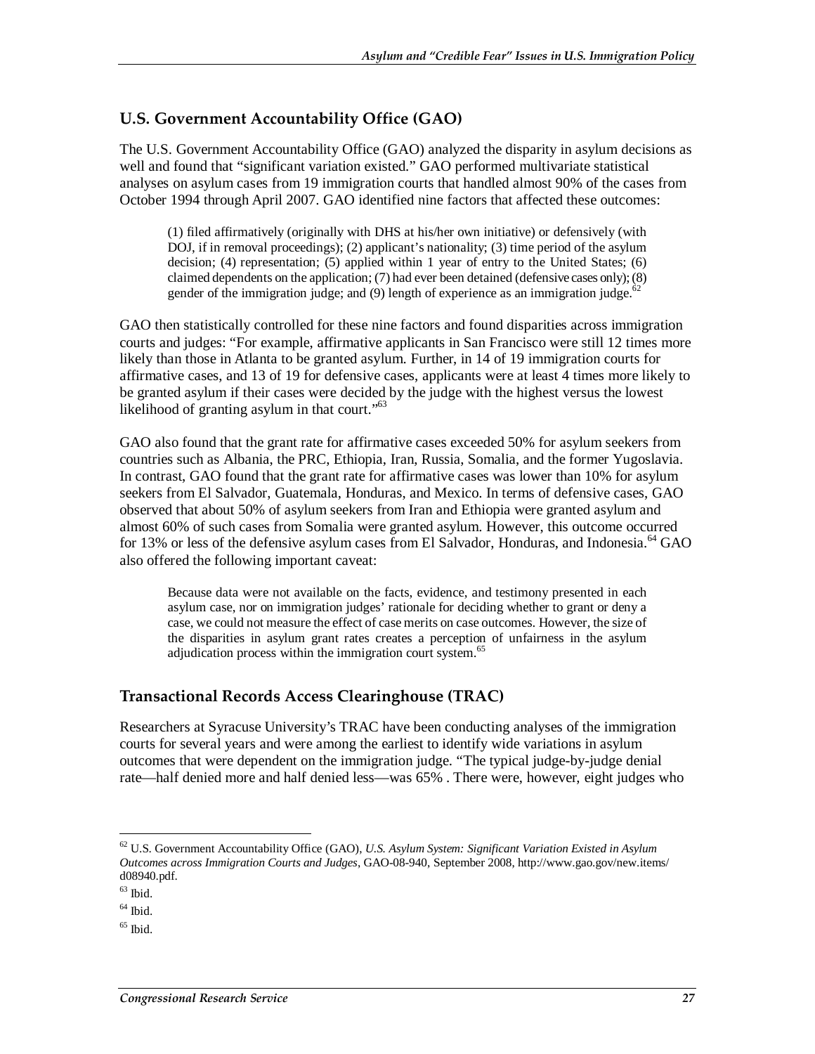## U.S. Government Accountability Office (GAO)

The U.S. Government Accountability Office (GAO) analyzed the disparity in asylum decisions as well and found that "significant variation existed." GAO performed multivariate statistical analyses on asylum cases from 19 immigration courts that handled almost 90% of the cases from October 1994 through April 2007. GAO identified nine factors that affected these outcomes:

> (1) filed affirmatively (originally with DHS at his/her own initiative) or defensively (with DOJ, if in removal proceedings); (2) applicant's nationality; (3) time period of the asylum decision; (4) representation; (5) applied within 1 year of entry to the United States; (6) claimed dependents on the application; (7) had ever been detained (defensive cases only); (8) gender of the immigration judge; and (9) length of experience as an immigration judge.[62]

GAO then statistically controlled for these nine factors and found disparities across immigration courts and judges: "For example, affirmative applicants in San Francisco were still 12 times more likely than those in Atlanta to be granted asylum. Further, in 14 of 19 immigration courts for affirmative cases, and 13 of 19 for defensive cases, applicants were at least 4 times more likely to be granted asylum if their cases were decided by the judge with the highest versus the lowest likelihood of granting asylum in that court."[63]

GAO also found that the grant rate for affirmative cases exceeded 50% for asylum seekers from countries such as Albania, the PRC, Ethiopia, Iran, Russia, Somalia, and the former Yugoslavia. In contrast, GAO found that the grant rate for affirmative cases was lower than 10% for asylum seekers from El Salvador, Guatemala, Honduras, and Mexico. In terms of defensive cases, GAO observed that about 50% of asylum seekers from Iran and Ethiopia were granted asylum and almost 60% of such cases from Somalia were granted asylum. However, this outcome occurred for 13% or less of the defensive asylum cases from El Salvador, Honduras, and Indonesia.[64] GAO also offered the following important caveat:

> Because data were not available on the facts, evidence, and testimony presented in each asylum case, nor on immigration judges' rationale for deciding whether to grant or deny a case, we could not measure the effect of case merits on case outcomes. However, the size of the disparities in asylum grant rates creates a perception of unfairness in the asylum adjudication process within the immigration court system.[65]

## Transactional Records Access Clearinghouse (TRAC)

Researchers at Syracuse University's TRAC have been conducting analyses of the immigration courts for several years and were among the earliest to identify wide variations in asylum outcomes that were dependent on the immigration judge. "The typical judge-by-judge denial rate—half denied more and half denied less—was 65% . There were, however, eight judges who

---

[62] U.S. Government Accountability Office (GAO), *U.S. Asylum System: Significant Variation Existed in Asylum Outcomes across Immigration Courts and Judges*, GAO-08-940, September 2008, http://www.gao.gov/new.items/d08940.pdf.

[63] Ibid.

[64] Ibid.

[65] Ibid.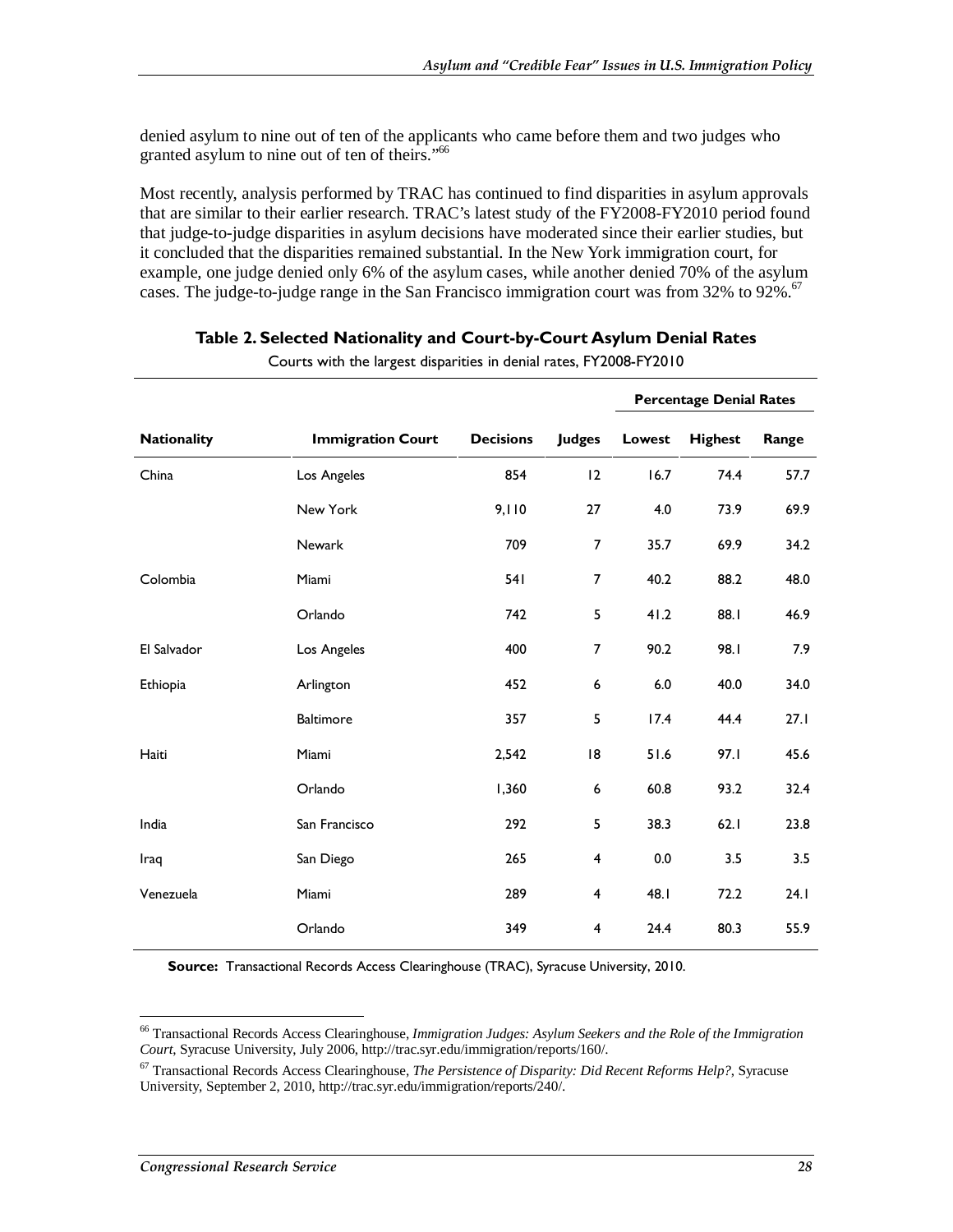denied asylum to nine out of ten of the applicants who came before them and two judges who granted asylum to nine out of ten of theirs."[66]

Most recently, analysis performed by TRAC has continued to find disparities in asylum approvals that are similar to their earlier research. TRAC's latest study of the FY2008-FY2010 period found that judge-to-judge disparities in asylum decisions have moderated since their earlier studies, but it concluded that the disparities remained substantial. In the New York immigration court, for example, one judge denied only 6% of the asylum cases, while another denied 70% of the asylum cases. The judge-to-judge range in the San Francisco immigration court was from 32% to 92%.[67]

**Table 2. Selected Nationality and Court-by-Court Asylum Denial Rates**

Courts with the largest disparities in denial rates, FY2008-FY2010

| | | | | Percentage Denial Rates | | |
|---|---|---|---|---|---|---|
| **Nationality** | **Immigration Court** | **Decisions** | **Judges** | **Lowest** | **Highest** | **Range** |
| China | Los Angeles | 854 | 12 | 16.7 | 74.4 | 57.7 |
| | New York | 9,110 | 27 | 4.0 | 73.9 | 69.9 |
| | Newark | 709 | 7 | 35.7 | 69.9 | 34.2 |
| Colombia | Miami | 541 | 7 | 40.2 | 88.2 | 48.0 |
| | Orlando | 742 | 5 | 41.2 | 88.1 | 46.9 |
| El Salvador | Los Angeles | 400 | 7 | 90.2 | 98.1 | 7.9 |
| Ethiopia | Arlington | 452 | 6 | 6.0 | 40.0 | 34.0 |
| | Baltimore | 357 | 5 | 17.4 | 44.4 | 27.1 |
| Haiti | Miami | 2,542 | 18 | 51.6 | 97.1 | 45.6 |
| | Orlando | 1,360 | 6 | 60.8 | 93.2 | 32.4 |
| India | San Francisco | 292 | 5 | 38.3 | 62.1 | 23.8 |
| Iraq | San Diego | 265 | 4 | 0.0 | 3.5 | 3.5 |
| Venezuela | Miami | 289 | 4 | 48.1 | 72.2 | 24.1 |
| | Orlando | 349 | 4 | 24.4 | 80.3 | 55.9 |

**Source:** Transactional Records Access Clearinghouse (TRAC), Syracuse University, 2010.

---

[66] Transactional Records Access Clearinghouse, *Immigration Judges: Asylum Seekers and the Role of the Immigration Court*, Syracuse University, July 2006, http://trac.syr.edu/immigration/reports/160/.

[67] Transactional Records Access Clearinghouse, *The Persistence of Disparity: Did Recent Reforms Help?*, Syracuse University, September 2, 2010, http://trac.syr.edu/immigration/reports/240/.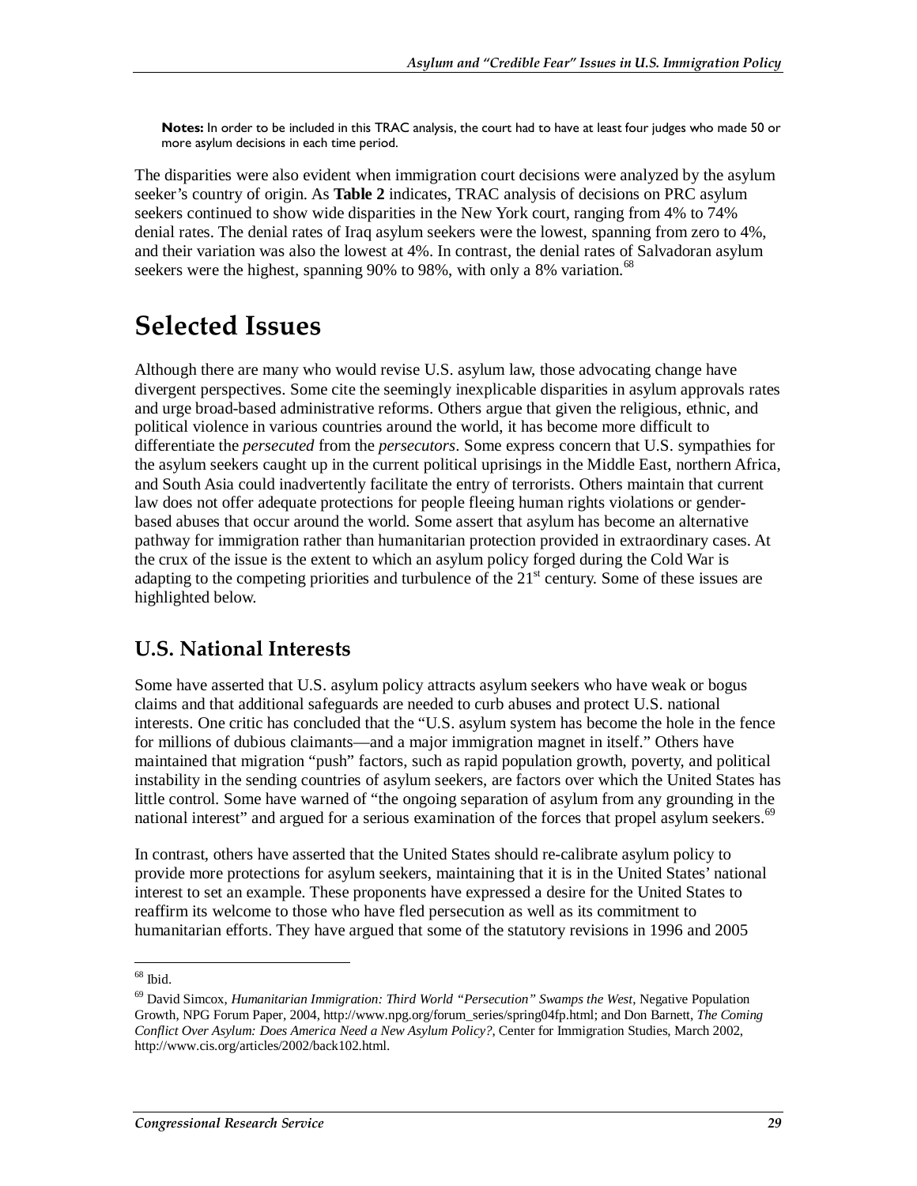**Notes:** In order to be included in this TRAC analysis, the court had to have at least four judges who made 50 or more asylum decisions in each time period.

The disparities were also evident when immigration court decisions were analyzed by the asylum seeker's country of origin. As **Table 2** indicates, TRAC analysis of decisions on PRC asylum seekers continued to show wide disparities in the New York court, ranging from 4% to 74% denial rates. The denial rates of Iraq asylum seekers were the lowest, spanning from zero to 4%, and their variation was also the lowest at 4%. In contrast, the denial rates of Salvadoran asylum seekers were the highest, spanning 90% to 98%, with only a 8% variation.[68]

# Selected Issues

Although there are many who would revise U.S. asylum law, those advocating change have divergent perspectives. Some cite the seemingly inexplicable disparities in asylum approvals rates and urge broad-based administrative reforms. Others argue that given the religious, ethnic, and political violence in various countries around the world, it has become more difficult to differentiate the *persecuted* from the *persecutors*. Some express concern that U.S. sympathies for the asylum seekers caught up in the current political uprisings in the Middle East, northern Africa, and South Asia could inadvertently facilitate the entry of terrorists. Others maintain that current law does not offer adequate protections for people fleeing human rights violations or gender-based abuses that occur around the world. Some assert that asylum has become an alternative pathway for immigration rather than humanitarian protection provided in extraordinary cases. At the crux of the issue is the extent to which an asylum policy forged during the Cold War is adapting to the competing priorities and turbulence of the 21st century. Some of these issues are highlighted below.

## U.S. National Interests

Some have asserted that U.S. asylum policy attracts asylum seekers who have weak or bogus claims and that additional safeguards are needed to curb abuses and protect U.S. national interests. One critic has concluded that the "U.S. asylum system has become the hole in the fence for millions of dubious claimants—and a major immigration magnet in itself." Others have maintained that migration "push" factors, such as rapid population growth, poverty, and political instability in the sending countries of asylum seekers, are factors over which the United States has little control. Some have warned of "the ongoing separation of asylum from any grounding in the national interest" and argued for a serious examination of the forces that propel asylum seekers.[69]

In contrast, others have asserted that the United States should re-calibrate asylum policy to provide more protections for asylum seekers, maintaining that it is in the United States' national interest to set an example. These proponents have expressed a desire for the United States to reaffirm its welcome to those who have fled persecution as well as its commitment to humanitarian efforts. They have argued that some of the statutory revisions in 1996 and 2005

---

[68] Ibid.

[69] David Simcox, *Humanitarian Immigration: Third World "Persecution" Swamps the West*, Negative Population Growth, NPG Forum Paper, 2004, http://www.npg.org/forum_series/spring04fp.html; and Don Barnett, *The Coming Conflict Over Asylum: Does America Need a New Asylum Policy?*, Center for Immigration Studies, March 2002, http://www.cis.org/articles/2002/back102.html.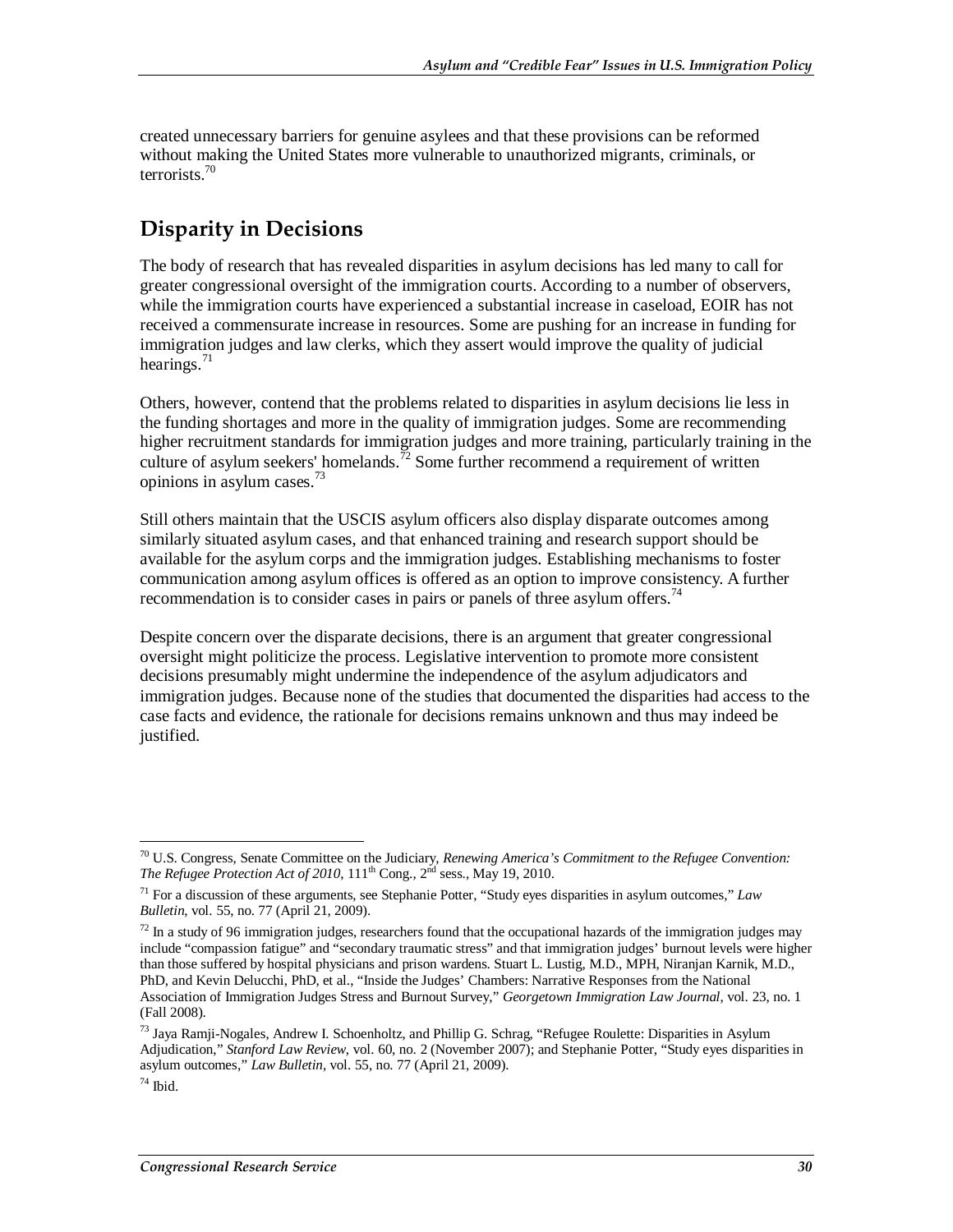created unnecessary barriers for genuine asylees and that these provisions can be reformed without making the United States more vulnerable to unauthorized migrants, criminals, or terrorists.[70]

## Disparity in Decisions

The body of research that has revealed disparities in asylum decisions has led many to call for greater congressional oversight of the immigration courts. According to a number of observers, while the immigration courts have experienced a substantial increase in caseload, EOIR has not received a commensurate increase in resources. Some are pushing for an increase in funding for immigration judges and law clerks, which they assert would improve the quality of judicial hearings.[71]

Others, however, contend that the problems related to disparities in asylum decisions lie less in the funding shortages and more in the quality of immigration judges. Some are recommending higher recruitment standards for immigration judges and more training, particularly training in the culture of asylum seekers' homelands.[72] Some further recommend a requirement of written opinions in asylum cases.[73]

Still others maintain that the USCIS asylum officers also display disparate outcomes among similarly situated asylum cases, and that enhanced training and research support should be available for the asylum corps and the immigration judges. Establishing mechanisms to foster communication among asylum offices is offered as an option to improve consistency. A further recommendation is to consider cases in pairs or panels of three asylum offers.[74]

Despite concern over the disparate decisions, there is an argument that greater congressional oversight might politicize the process. Legislative intervention to promote more consistent decisions presumably might undermine the independence of the asylum adjudicators and immigration judges. Because none of the studies that documented the disparities had access to the case facts and evidence, the rationale for decisions remains unknown and thus may indeed be justified.

---

[70] U.S. Congress, Senate Committee on the Judiciary, *Renewing America's Commitment to the Refugee Convention: The Refugee Protection Act of 2010*, 111th Cong., 2nd sess., May 19, 2010.

[71] For a discussion of these arguments, see Stephanie Potter, "Study eyes disparities in asylum outcomes," *Law Bulletin*, vol. 55, no. 77 (April 21, 2009).

[72] In a study of 96 immigration judges, researchers found that the occupational hazards of the immigration judges may include "compassion fatigue" and "secondary traumatic stress" and that immigration judges' burnout levels were higher than those suffered by hospital physicians and prison wardens. Stuart L. Lustig, M.D., MPH, Niranjan Karnik, M.D., PhD, and Kevin Delucchi, PhD, et al., "Inside the Judges' Chambers: Narrative Responses from the National Association of Immigration Judges Stress and Burnout Survey," *Georgetown Immigration Law Journal*, vol. 23, no. 1 (Fall 2008).

[73] Jaya Ramji-Nogales, Andrew I. Schoenholtz, and Phillip G. Schrag, "Refugee Roulette: Disparities in Asylum Adjudication," *Stanford Law Review*, vol. 60, no. 2 (November 2007); and Stephanie Potter, "Study eyes disparities in asylum outcomes," *Law Bulletin*, vol. 55, no. 77 (April 21, 2009).

[74] Ibid.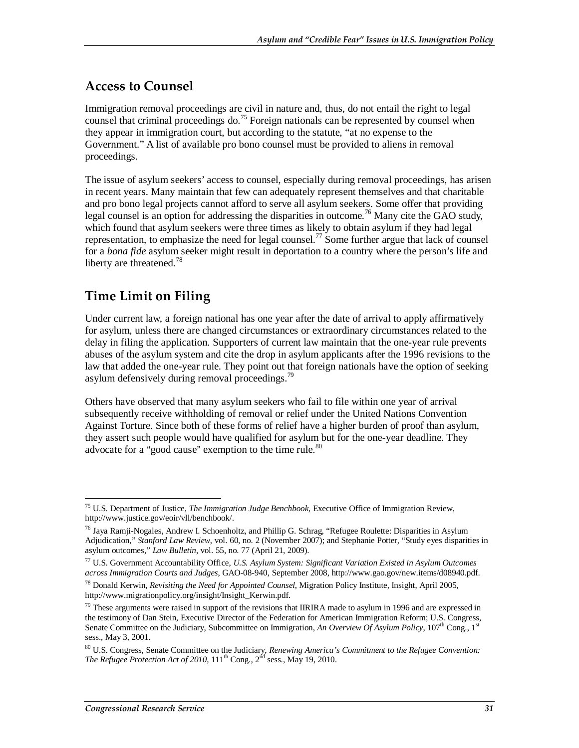## Access to Counsel

Immigration removal proceedings are civil in nature and, thus, do not entail the right to legal counsel that criminal proceedings do.[75] Foreign nationals can be represented by counsel when they appear in immigration court, but according to the statute, "at no expense to the Government." A list of available pro bono counsel must be provided to aliens in removal proceedings.

The issue of asylum seekers' access to counsel, especially during removal proceedings, has arisen in recent years. Many maintain that few can adequately represent themselves and that charitable and pro bono legal projects cannot afford to serve all asylum seekers. Some offer that providing legal counsel is an option for addressing the disparities in outcome.[76] Many cite the GAO study, which found that asylum seekers were three times as likely to obtain asylum if they had legal representation, to emphasize the need for legal counsel.[77] Some further argue that lack of counsel for a *bona fide* asylum seeker might result in deportation to a country where the person's life and liberty are threatened.[78]

## Time Limit on Filing

Under current law, a foreign national has one year after the date of arrival to apply affirmatively for asylum, unless there are changed circumstances or extraordinary circumstances related to the delay in filing the application. Supporters of current law maintain that the one-year rule prevents abuses of the asylum system and cite the drop in asylum applicants after the 1996 revisions to the law that added the one-year rule. They point out that foreign nationals have the option of seeking asylum defensively during removal proceedings.[79]

Others have observed that many asylum seekers who fail to file within one year of arrival subsequently receive withholding of removal or relief under the United Nations Convention Against Torture. Since both of these forms of relief have a higher burden of proof than asylum, they assert such people would have qualified for asylum but for the one-year deadline. They advocate for a "good cause" exemption to the time rule.[80]

---

[75] U.S. Department of Justice, *The Immigration Judge Benchbook*, Executive Office of Immigration Review, http://www.justice.gov/eoir/vll/benchbook/.

[76] Jaya Ramji-Nogales, Andrew I. Schoenholtz, and Phillip G. Schrag, "Refugee Roulette: Disparities in Asylum Adjudication," *Stanford Law Review*, vol. 60, no. 2 (November 2007); and Stephanie Potter, "Study eyes disparities in asylum outcomes," *Law Bulletin*, vol. 55, no. 77 (April 21, 2009).

[77] U.S. Government Accountability Office, *U.S. Asylum System: Significant Variation Existed in Asylum Outcomes across Immigration Courts and Judges*, GAO-08-940, September 2008, http://www.gao.gov/new.items/d08940.pdf.

[78] Donald Kerwin, *Revisiting the Need for Appointed Counsel*, Migration Policy Institute, Insight, April 2005, http://www.migrationpolicy.org/insight/Insight_Kerwin.pdf.

[79] These arguments were raised in support of the revisions that IIRIRA made to asylum in 1996 and are expressed in the testimony of Dan Stein, Executive Director of the Federation for American Immigration Reform; U.S. Congress, Senate Committee on the Judiciary, Subcommittee on Immigration, *An Overview Of Asylum Policy*, 107th Cong., 1st sess., May 3, 2001.

[80] U.S. Congress, Senate Committee on the Judiciary, *Renewing America's Commitment to the Refugee Convention: The Refugee Protection Act of 2010*, 111th Cong., 2nd sess., May 19, 2010.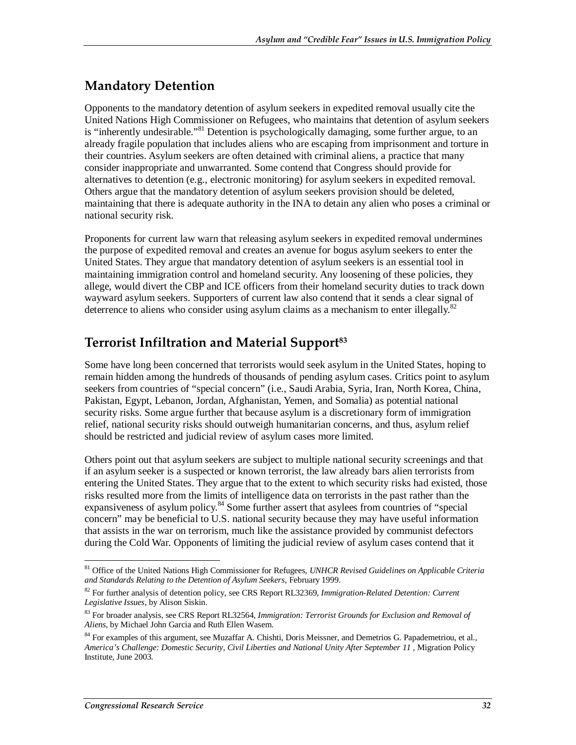## Mandatory Detention

Opponents to the mandatory detention of asylum seekers in expedited removal usually cite the United Nations High Commissioner on Refugees, who maintains that detention of asylum seekers is "inherently undesirable."[81] Detention is psychologically damaging, some further argue, to an already fragile population that includes aliens who are escaping from imprisonment and torture in their countries. Asylum seekers are often detained with criminal aliens, a practice that many consider inappropriate and unwarranted. Some contend that Congress should provide for alternatives to detention (e.g., electronic monitoring) for asylum seekers in expedited removal. Others argue that the mandatory detention of asylum seekers provision should be deleted, maintaining that there is adequate authority in the INA to detain any alien who poses a criminal or national security risk.

Proponents for current law warn that releasing asylum seekers in expedited removal undermines the purpose of expedited removal and creates an avenue for bogus asylum seekers to enter the United States. They argue that mandatory detention of asylum seekers is an essential tool in maintaining immigration control and homeland security. Any loosening of these policies, they allege, would divert the CBP and ICE officers from their homeland security duties to track down wayward asylum seekers. Supporters of current law also contend that it sends a clear signal of deterrence to aliens who consider using asylum claims as a mechanism to enter illegally.[82]

## Terrorist Infiltration and Material Support[83]

Some have long been concerned that terrorists would seek asylum in the United States, hoping to remain hidden among the hundreds of thousands of pending asylum cases. Critics point to asylum seekers from countries of "special concern" (i.e., Saudi Arabia, Syria, Iran, North Korea, China, Pakistan, Egypt, Lebanon, Jordan, Afghanistan, Yemen, and Somalia) as potential national security risks. Some argue further that because asylum is a discretionary form of immigration relief, national security risks should outweigh humanitarian concerns, and thus, asylum relief should be restricted and judicial review of asylum cases more limited.

Others point out that asylum seekers are subject to multiple national security screenings and that if an asylum seeker is a suspected or known terrorist, the law already bars alien terrorists from entering the United States. They argue that to the extent to which security risks had existed, those risks resulted more from the limits of intelligence data on terrorists in the past rather than the expansiveness of asylum policy.[84] Some further assert that asylees from countries of "special concern" may be beneficial to U.S. national security because they may have useful information that assists in the war on terrorism, much like the assistance provided by communist defectors during the Cold War. Opponents of limiting the judicial review of asylum cases contend that it

---

[81] Office of the United Nations High Commissioner for Refugees, *UNHCR Revised Guidelines on Applicable Criteria and Standards Relating to the Detention of Asylum Seekers*, February 1999.

[82] For further analysis of detention policy, see CRS Report RL32369, *Immigration-Related Detention: Current Legislative Issues*, by Alison Siskin.

[83] For broader analysis, see CRS Report RL32564, *Immigration: Terrorist Grounds for Exclusion and Removal of Aliens*, by Michael John Garcia and Ruth Ellen Wasem.

[84] For examples of this argument, see Muzaffar A. Chishti, Doris Meissner, and Demetrios G. Papademetriou, et al., *America's Challenge: Domestic Security, Civil Liberties and National Unity After September 11* , Migration Policy Institute, June 2003.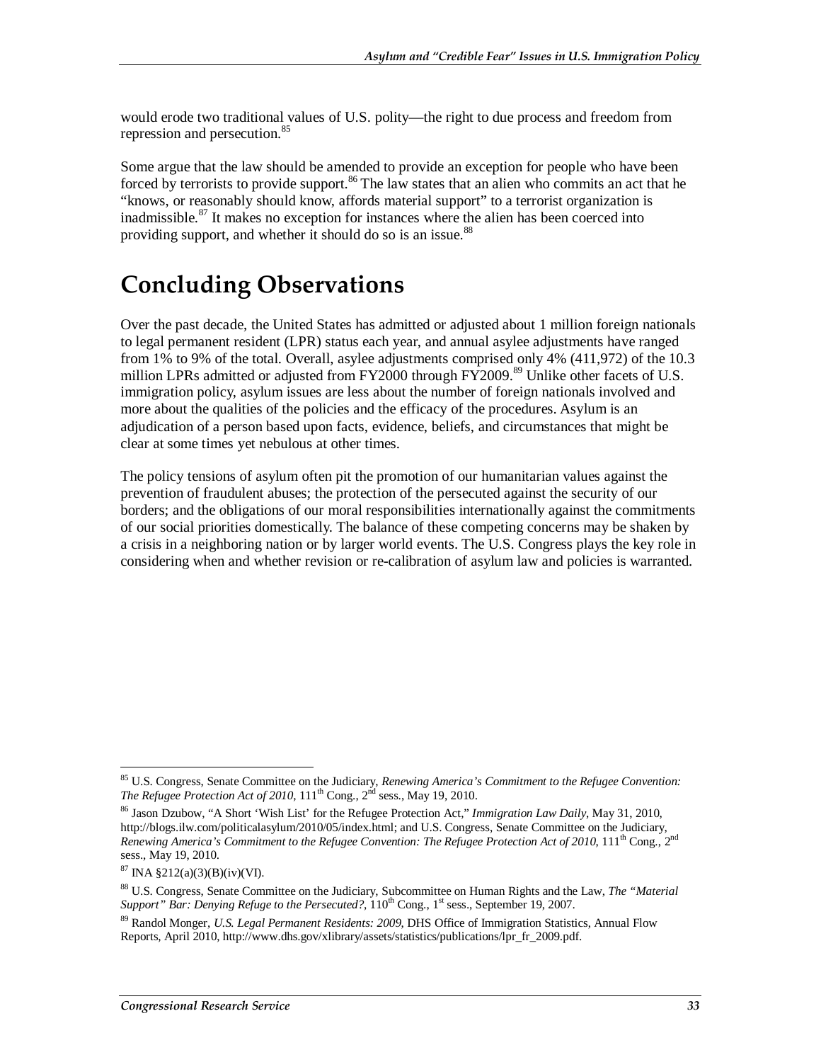would erode two traditional values of U.S. polity—the right to due process and freedom from repression and persecution.[85]

Some argue that the law should be amended to provide an exception for people who have been forced by terrorists to provide support.[86] The law states that an alien who commits an act that he "knows, or reasonably should know, affords material support" to a terrorist organization is inadmissible.[87] It makes no exception for instances where the alien has been coerced into providing support, and whether it should do so is an issue.[88]

# Concluding Observations

Over the past decade, the United States has admitted or adjusted about 1 million foreign nationals to legal permanent resident (LPR) status each year, and annual asylee adjustments have ranged from 1% to 9% of the total. Overall, asylee adjustments comprised only 4% (411,972) of the 10.3 million LPRs admitted or adjusted from FY2000 through FY2009.[89] Unlike other facets of U.S. immigration policy, asylum issues are less about the number of foreign nationals involved and more about the qualities of the policies and the efficacy of the procedures. Asylum is an adjudication of a person based upon facts, evidence, beliefs, and circumstances that might be clear at some times yet nebulous at other times.

The policy tensions of asylum often pit the promotion of our humanitarian values against the prevention of fraudulent abuses; the protection of the persecuted against the security of our borders; and the obligations of our moral responsibilities internationally against the commitments of our social priorities domestically. The balance of these competing concerns may be shaken by a crisis in a neighboring nation or by larger world events. The U.S. Congress plays the key role in considering when and whether revision or re-calibration of asylum law and policies is warranted.

---

[85] U.S. Congress, Senate Committee on the Judiciary, *Renewing America's Commitment to the Refugee Convention: The Refugee Protection Act of 2010*, 111th Cong., 2nd sess., May 19, 2010.

[86] Jason Dzubow, "A Short 'Wish List' for the Refugee Protection Act," *Immigration Law Daily*, May 31, 2010, http://blogs.ilw.com/politicalasylum/2010/05/index.html; and U.S. Congress, Senate Committee on the Judiciary, *Renewing America's Commitment to the Refugee Convention: The Refugee Protection Act of 2010*, 111th Cong., 2nd sess., May 19, 2010.

[87] INA §212(a)(3)(B)(iv)(VI).

[88] U.S. Congress, Senate Committee on the Judiciary, Subcommittee on Human Rights and the Law, *The "Material Support" Bar: Denying Refuge to the Persecuted?*, 110th Cong., 1st sess., September 19, 2007.

[89] Randol Monger, *U.S. Legal Permanent Residents: 2009*, DHS Office of Immigration Statistics, Annual Flow Reports, April 2010, http://www.dhs.gov/xlibrary/assets/statistics/publications/lpr_fr_2009.pdf.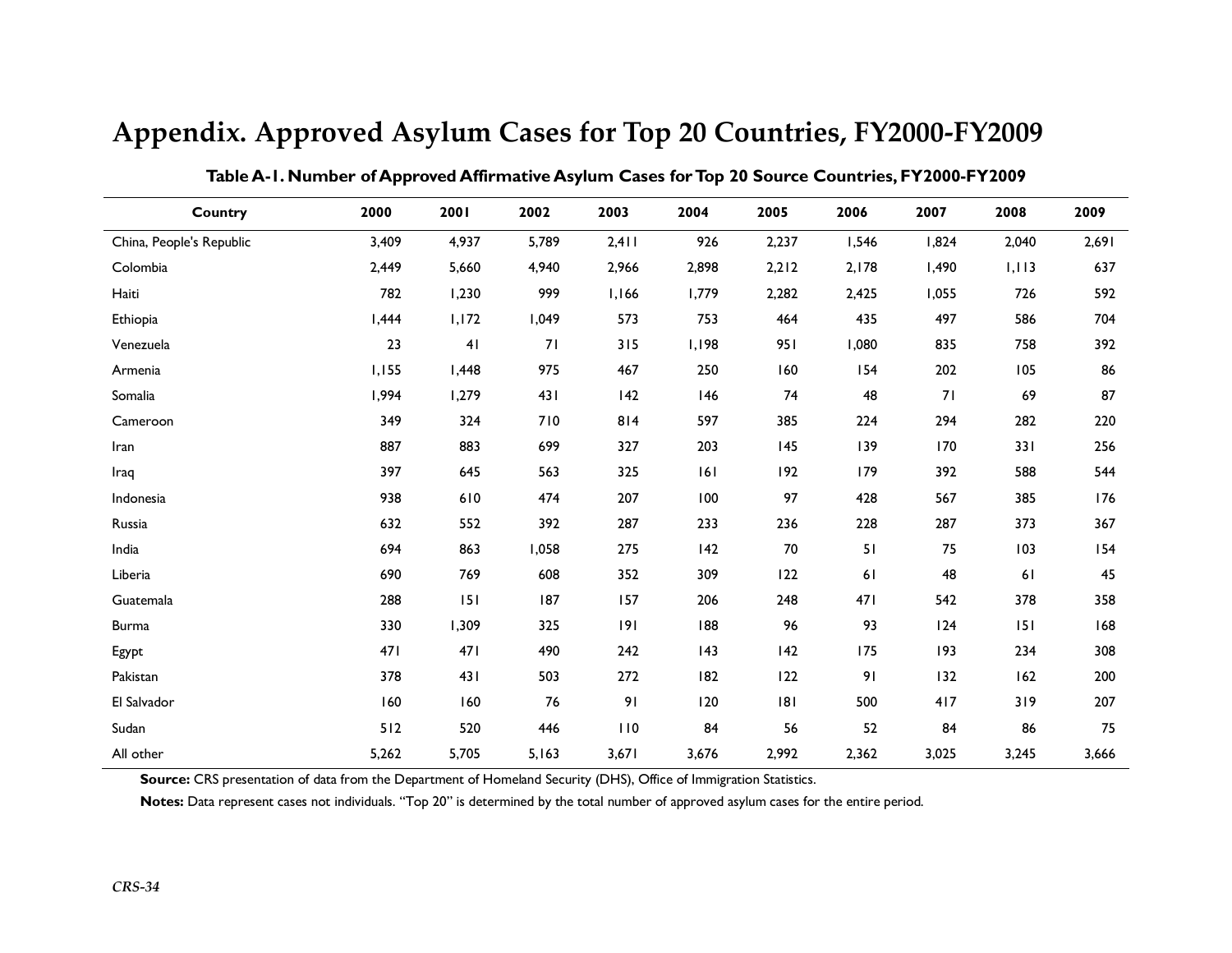# Appendix. Approved Asylum Cases for Top 20 Countries, FY2000-FY2009

**Table A-1. Number of Approved Affirmative Asylum Cases for Top 20 Source Countries, FY2000-FY2009**

| Country | 2000 | 2001 | 2002 | 2003 | 2004 | 2005 | 2006 | 2007 | 2008 | 2009 |
|---|---|---|---|---|---|---|---|---|---|---|
| China, People's Republic | 3,409 | 4,937 | 5,789 | 2,411 | 926 | 2,237 | 1,546 | 1,824 | 2,040 | 2,691 |
| Colombia | 2,449 | 5,660 | 4,940 | 2,966 | 2,898 | 2,212 | 2,178 | 1,490 | 1,113 | 637 |
| Haiti | 782 | 1,230 | 999 | 1,166 | 1,779 | 2,282 | 2,425 | 1,055 | 726 | 592 |
| Ethiopia | 1,444 | 1,172 | 1,049 | 573 | 753 | 464 | 435 | 497 | 586 | 704 |
| Venezuela | 23 | 41 | 71 | 315 | 1,198 | 951 | 1,080 | 835 | 758 | 392 |
| Armenia | 1,155 | 1,448 | 975 | 467 | 250 | 160 | 154 | 202 | 105 | 86 |
| Somalia | 1,994 | 1,279 | 431 | 142 | 146 | 74 | 48 | 71 | 69 | 87 |
| Cameroon | 349 | 324 | 710 | 814 | 597 | 385 | 224 | 294 | 282 | 220 |
| Iran | 887 | 883 | 699 | 327 | 203 | 145 | 139 | 170 | 331 | 256 |
| Iraq | 397 | 645 | 563 | 325 | 161 | 192 | 179 | 392 | 588 | 544 |
| Indonesia | 938 | 610 | 474 | 207 | 100 | 97 | 428 | 567 | 385 | 176 |
| Russia | 632 | 552 | 392 | 287 | 233 | 236 | 228 | 287 | 373 | 367 |
| India | 694 | 863 | 1,058 | 275 | 142 | 70 | 51 | 75 | 103 | 154 |
| Liberia | 690 | 769 | 608 | 352 | 309 | 122 | 61 | 48 | 61 | 45 |
| Guatemala | 288 | 151 | 187 | 157 | 206 | 248 | 471 | 542 | 378 | 358 |
| Burma | 330 | 1,309 | 325 | 191 | 188 | 96 | 93 | 124 | 151 | 168 |
| Egypt | 471 | 471 | 490 | 242 | 143 | 142 | 175 | 193 | 234 | 308 |
| Pakistan | 378 | 431 | 503 | 272 | 182 | 122 | 91 | 132 | 162 | 200 |
| El Salvador | 160 | 160 | 76 | 91 | 120 | 181 | 500 | 417 | 319 | 207 |
| Sudan | 512 | 520 | 446 | 110 | 84 | 56 | 52 | 84 | 86 | 75 |
| All other | 5,262 | 5,705 | 5,163 | 3,671 | 3,676 | 2,992 | 2,362 | 3,025 | 3,245 | 3,666 |

**Source:** CRS presentation of data from the Department of Homeland Security (DHS), Office of Immigration Statistics.

**Notes:** Data represent cases not individuals. "Top 20" is determined by the total number of approved asylum cases for the entire period.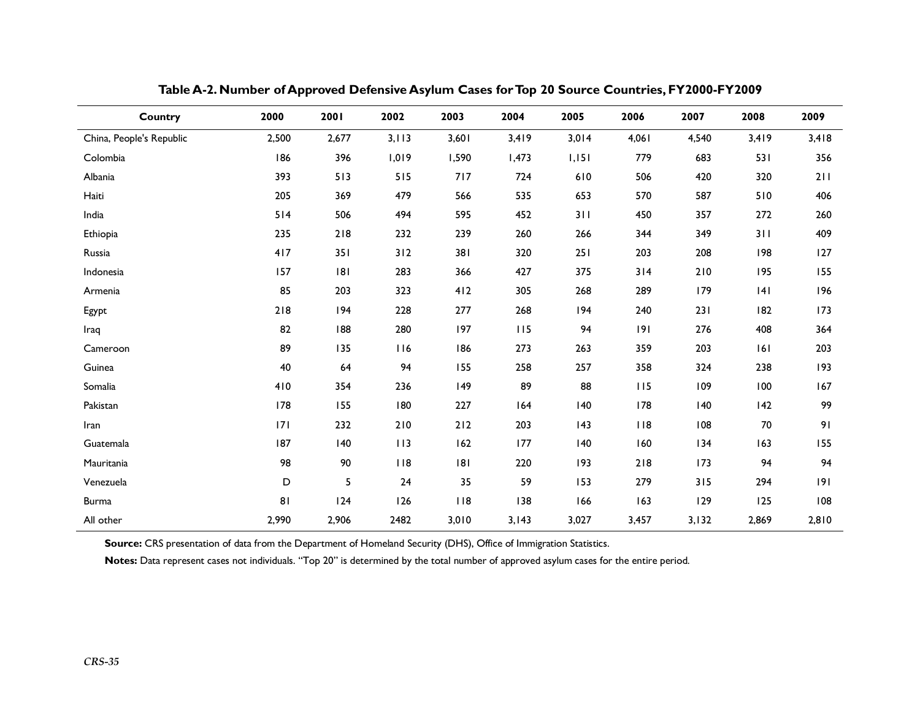**Table A-2. Number of Approved Defensive Asylum Cases for Top 20 Source Countries, FY2000-FY2009**

| Country | 2000 | 2001 | 2002 | 2003 | 2004 | 2005 | 2006 | 2007 | 2008 | 2009 |
|---|---|---|---|---|---|---|---|---|---|---|
| China, People's Republic | 2,500 | 2,677 | 3,113 | 3,601 | 3,419 | 3,014 | 4,061 | 4,540 | 3,419 | 3,418 |
| Colombia | 186 | 396 | 1,019 | 1,590 | 1,473 | 1,151 | 779 | 683 | 531 | 356 |
| Albania | 393 | 513 | 515 | 717 | 724 | 610 | 506 | 420 | 320 | 211 |
| Haiti | 205 | 369 | 479 | 566 | 535 | 653 | 570 | 587 | 510 | 406 |
| India | 514 | 506 | 494 | 595 | 452 | 311 | 450 | 357 | 272 | 260 |
| Ethiopia | 235 | 218 | 232 | 239 | 260 | 266 | 344 | 349 | 311 | 409 |
| Russia | 417 | 351 | 312 | 381 | 320 | 251 | 203 | 208 | 198 | 127 |
| Indonesia | 157 | 181 | 283 | 366 | 427 | 375 | 314 | 210 | 195 | 155 |
| Armenia | 85 | 203 | 323 | 412 | 305 | 268 | 289 | 179 | 141 | 196 |
| Egypt | 218 | 194 | 228 | 277 | 268 | 194 | 240 | 231 | 182 | 173 |
| Iraq | 82 | 188 | 280 | 197 | 115 | 94 | 191 | 276 | 408 | 364 |
| Cameroon | 89 | 135 | 116 | 186 | 273 | 263 | 359 | 203 | 161 | 203 |
| Guinea | 40 | 64 | 94 | 155 | 258 | 257 | 358 | 324 | 238 | 193 |
| Somalia | 410 | 354 | 236 | 149 | 89 | 88 | 115 | 109 | 100 | 167 |
| Pakistan | 178 | 155 | 180 | 227 | 164 | 140 | 178 | 140 | 142 | 99 |
| Iran | 171 | 232 | 210 | 212 | 203 | 143 | 118 | 108 | 70 | 91 |
| Guatemala | 187 | 140 | 113 | 162 | 177 | 140 | 160 | 134 | 163 | 155 |
| Mauritania | 98 | 90 | 118 | 181 | 220 | 193 | 218 | 173 | 94 | 94 |
| Venezuela | D | 5 | 24 | 35 | 59 | 153 | 279 | 315 | 294 | 191 |
| Burma | 81 | 124 | 126 | 118 | 138 | 166 | 163 | 129 | 125 | 108 |
| All other | 2,990 | 2,906 | 2482 | 3,010 | 3,143 | 3,027 | 3,457 | 3,132 | 2,869 | 2,810 |

**Source:** CRS presentation of data from the Department of Homeland Security (DHS), Office of Immigration Statistics.

**Notes:** Data represent cases not individuals. "Top 20" is determined by the total number of approved asylum cases for the entire period.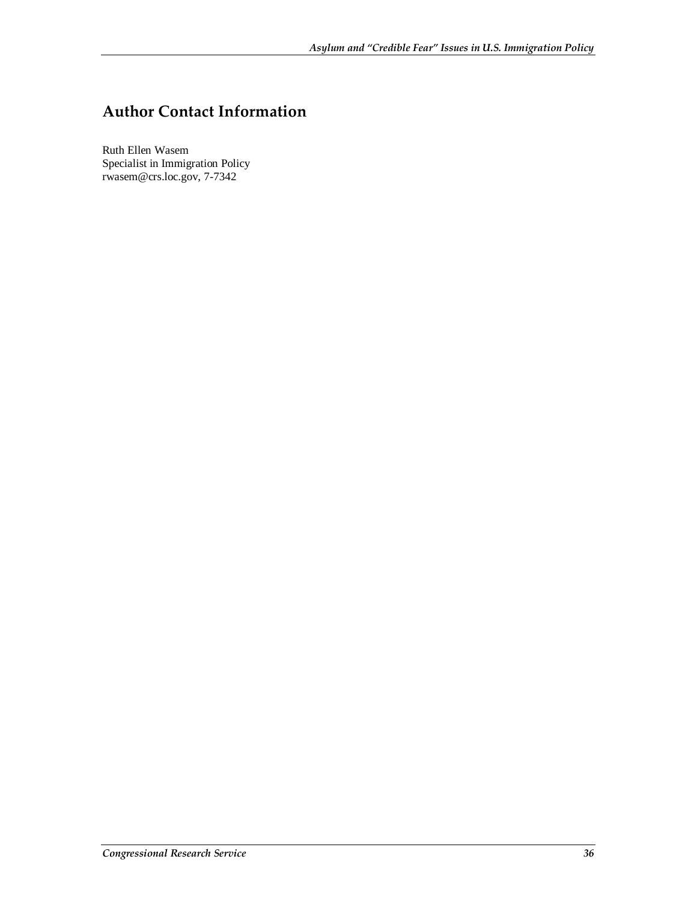## Author Contact Information

Ruth Ellen Wasem
Specialist in Immigration Policy
rwasem@crs.loc.gov, 7-7342